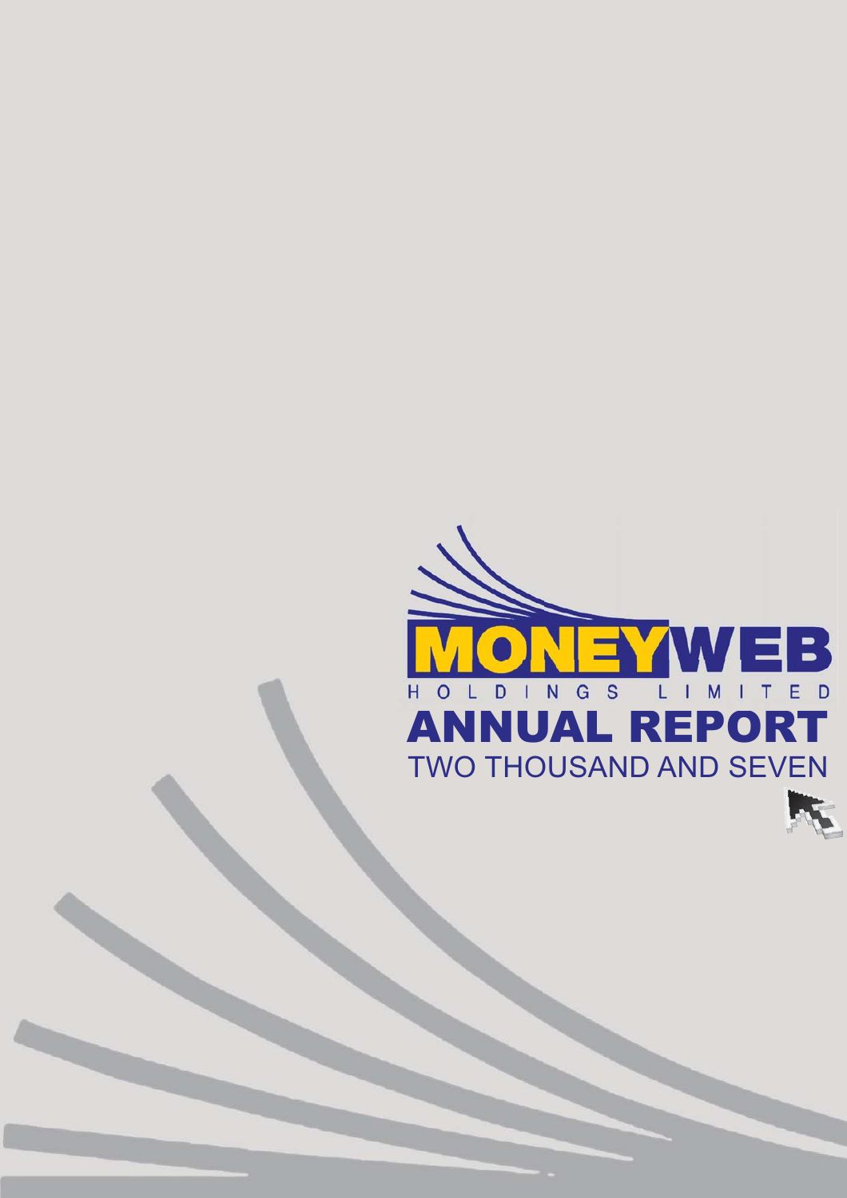# MONEYWEB

HOLDINGS LIMITED

# ANNUAL REPORT

TWO THOUSAND AND SEVEN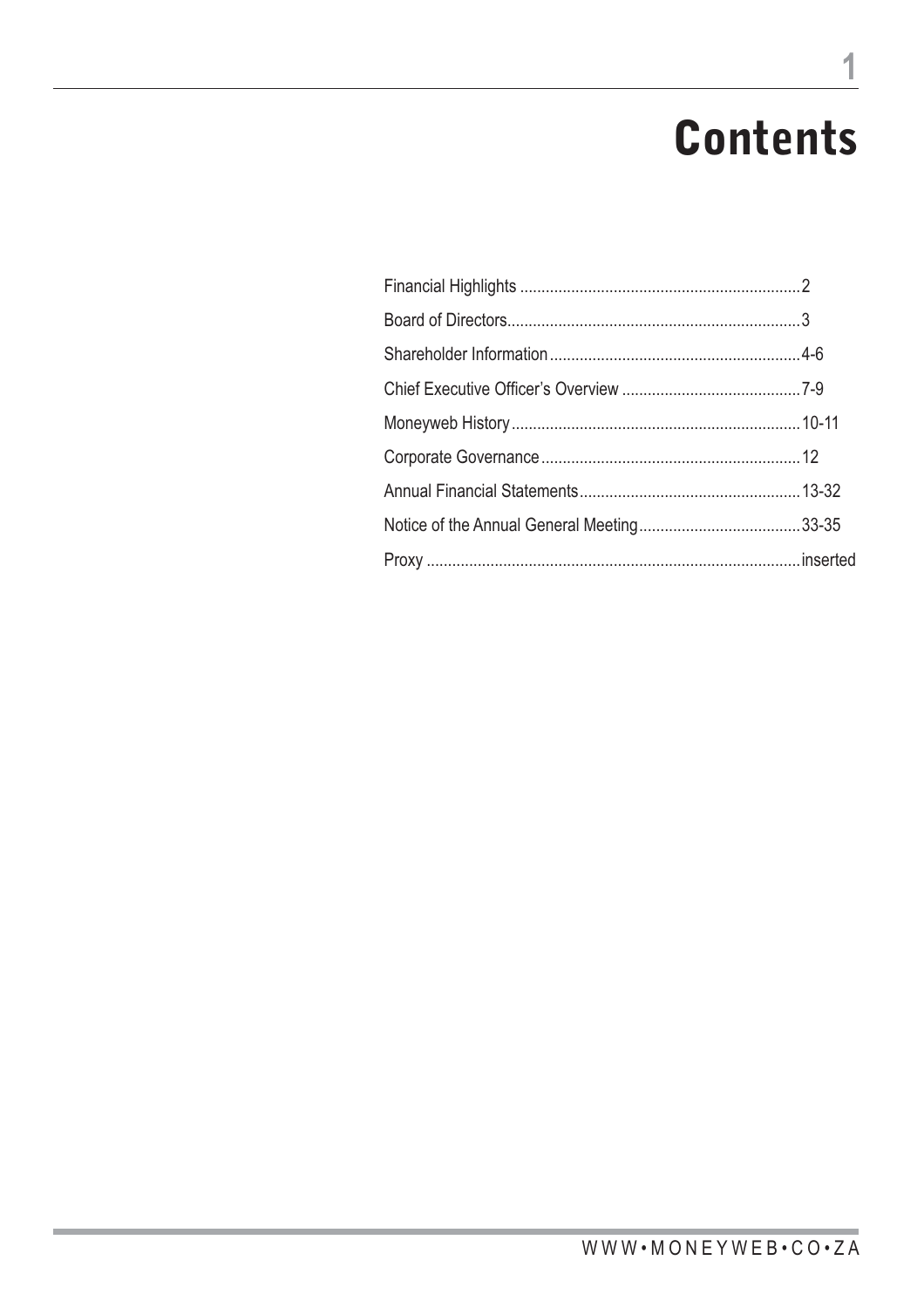# Contents

| | |
|---|---|
| Financial Highlights | 2 |
| Board of Directors | 3 |
| Shareholder Information | 4-6 |
| Chief Executive Officer's Overview | 7-9 |
| Moneyweb History | 10-11 |
| Corporate Governance | 12 |
| Annual Financial Statements | 13-32 |
| Notice of the Annual General Meeting | 33-35 |
| Proxy | inserted |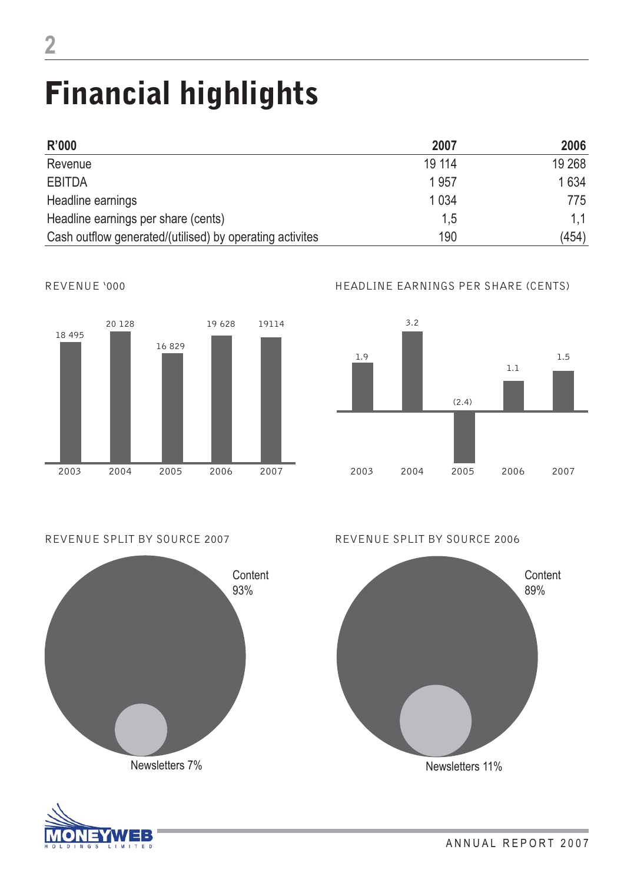# Financial highlights

| R'000 | 2007 | 2006 |
|---|---|---|
| Revenue | 19 114 | 19 268 |
| EBITDA | 1 957 | 1 634 |
| Headline earnings | 1 034 | 775 |
| Headline earnings per share (cents) | 1,5 | 1,1 |
| Cash outflow generated/(utilised) by operating activites | 190 | (454) |

REVENUE '000

| 2003 | 2004 | 2005 | 2006 | 2007 |
|---|---|---|---|---|
| 18 495 | 20 128 | 16 829 | 19 628 | 19114 |

HEADLINE EARNINGS PER SHARE (CENTS)

| 2003 | 2004 | 2005 | 2006 | 2007 |
|---|---|---|---|---|
| 1.9 | 3.2 | (2.4) | 1.1 | 1.5 |

REVENUE SPLIT BY SOURCE 2007

Content 93%

Newsletters 7%

REVENUE SPLIT BY SOURCE 2006

Content 89%

Newsletters 11%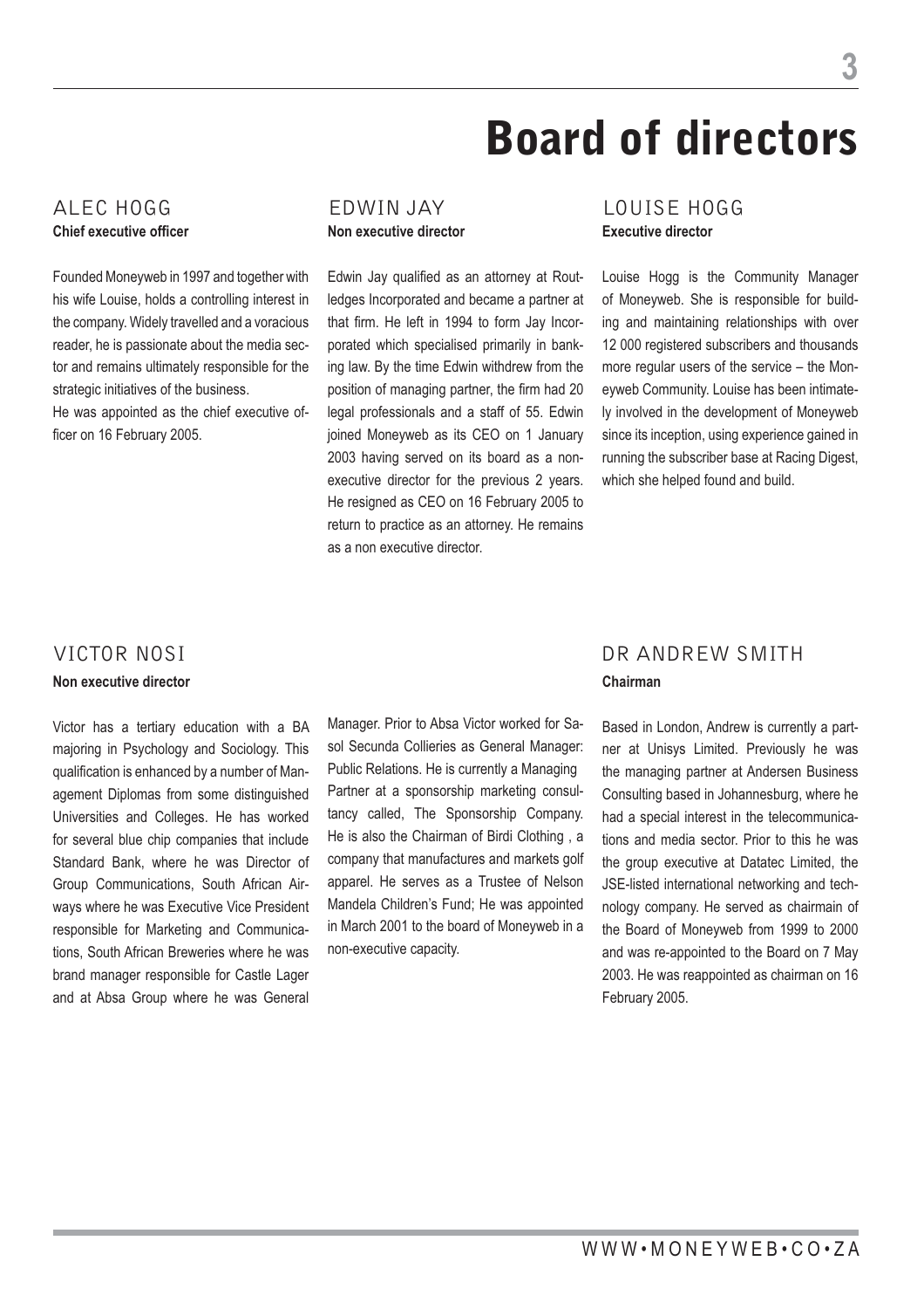# Board of directors

## ALEC HOGG

**Chief executive officer**

Founded Moneyweb in 1997 and together with his wife Louise, holds a controlling interest in the company. Widely travelled and a voracious reader, he is passionate about the media sector and remains ultimately responsible for the strategic initiatives of the business.

He was appointed as the chief executive officer on 16 February 2005.

## EDWIN JAY

**Non executive director**

Edwin Jay qualified as an attorney at Routledges Incorporated and became a partner at that firm. He left in 1994 to form Jay Incorporated which specialised primarily in banking law. By the time Edwin withdrew from the position of managing partner, the firm had 20 legal professionals and a staff of 55. Edwin joined Moneyweb as its CEO on 1 January 2003 having served on its board as a non-executive director for the previous 2 years. He resigned as CEO on 16 February 2005 to return to practice as an attorney. He remains as a non executive director.

## LOUISE HOGG

**Executive director**

Louise Hogg is the Community Manager of Moneyweb. She is responsible for building and maintaining relationships with over 12 000 registered subscribers and thousands more regular users of the service – the Moneyweb Community. Louise has been intimately involved in the development of Moneyweb since its inception, using experience gained in running the subscriber base at Racing Digest, which she helped found and build.

## VICTOR NOSI

**Non executive director**

Victor has a tertiary education with a BA majoring in Psychology and Sociology. This qualification is enhanced by a number of Management Diplomas from some distinguished Universities and Colleges. He has worked for several blue chip companies that include Standard Bank, where he was Director of Group Communications, South African Airways where he was Executive Vice President responsible for Marketing and Communications, South African Breweries where he was brand manager responsible for Castle Lager and at Absa Group where he was General Manager. Prior to Absa Victor worked for Sasol Secunda Collieries as General Manager: Public Relations. He is currently a Managing Partner at a sponsorship marketing consultancy called, The Sponsorship Company. He is also the Chairman of Birdi Clothing , a company that manufactures and markets golf apparel. He serves as a Trustee of Nelson Mandela Children's Fund; He was appointed in March 2001 to the board of Moneyweb in a non-executive capacity.

## DR ANDREW SMITH

**Chairman**

Based in London, Andrew is currently a partner at Unisys Limited. Previously he was the managing partner at Andersen Business Consulting based in Johannesburg, where he had a special interest in the telecommunications and media sector. Prior to this he was the group executive at Datatec Limited, the JSE-listed international networking and technology company. He served as chairmain of the Board of Moneyweb from 1999 to 2000 and was re-appointed to the Board on 7 May 2003. He was reappointed as chairman on 16 February 2005.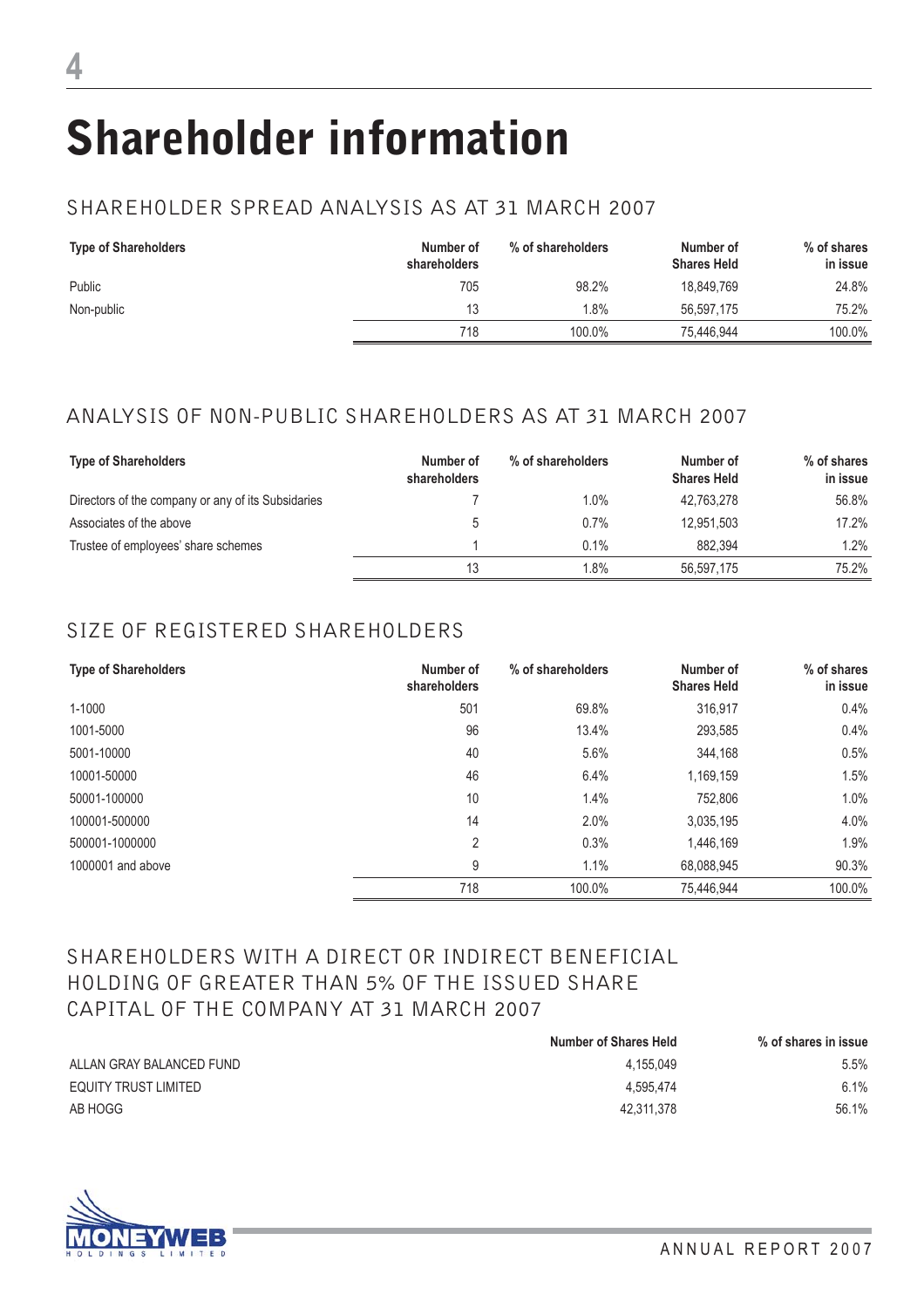# Shareholder information

## SHAREHOLDER SPREAD ANALYSIS AS AT 31 MARCH 2007

| Type of Shareholders | Number of shareholders | % of shareholders | Number of Shares Held | % of shares in issue |
|---|---|---|---|---|
| Public | 705 | 98.2% | 18,849,769 | 24.8% |
| Non-public | 13 | 1.8% | 56,597,175 | 75.2% |
| | 718 | 100.0% | 75,446,944 | 100.0% |

## ANALYSIS OF NON-PUBLIC SHAREHOLDERS AS AT 31 MARCH 2007

| Type of Shareholders | Number of shareholders | % of shareholders | Number of Shares Held | % of shares in issue |
|---|---|---|---|---|
| Directors of the company or any of its Subsidaries | 7 | 1.0% | 42,763,278 | 56.8% |
| Associates of the above | 5 | 0.7% | 12,951,503 | 17.2% |
| Trustee of employees' share schemes | 1 | 0.1% | 882,394 | 1.2% |
| | 13 | 1.8% | 56,597,175 | 75.2% |

## SIZE OF REGISTERED SHAREHOLDERS

| Type of Shareholders | Number of shareholders | % of shareholders | Number of Shares Held | % of shares in issue |
|---|---|---|---|---|
| 1-1000 | 501 | 69.8% | 316,917 | 0.4% |
| 1001-5000 | 96 | 13.4% | 293,585 | 0.4% |
| 5001-10000 | 40 | 5.6% | 344,168 | 0.5% |
| 10001-50000 | 46 | 6.4% | 1,169,159 | 1.5% |
| 50001-100000 | 10 | 1.4% | 752,806 | 1.0% |
| 100001-500000 | 14 | 2.0% | 3,035,195 | 4.0% |
| 500001-1000000 | 2 | 0.3% | 1,446,169 | 1.9% |
| 1000001 and above | 9 | 1.1% | 68,088,945 | 90.3% |
| | 718 | 100.0% | 75,446,944 | 100.0% |

## SHAREHOLDERS WITH A DIRECT OR INDIRECT BENEFICIAL HOLDING OF GREATER THAN 5% OF THE ISSUED SHARE CAPITAL OF THE COMPANY AT 31 MARCH 2007

| | Number of Shares Held | % of shares in issue |
|---|---|---|
| ALLAN GRAY BALANCED FUND | 4,155,049 | 5.5% |
| EQUITY TRUST LIMITED | 4,595,474 | 6.1% |
| AB HOGG | 42,311,378 | 56.1% |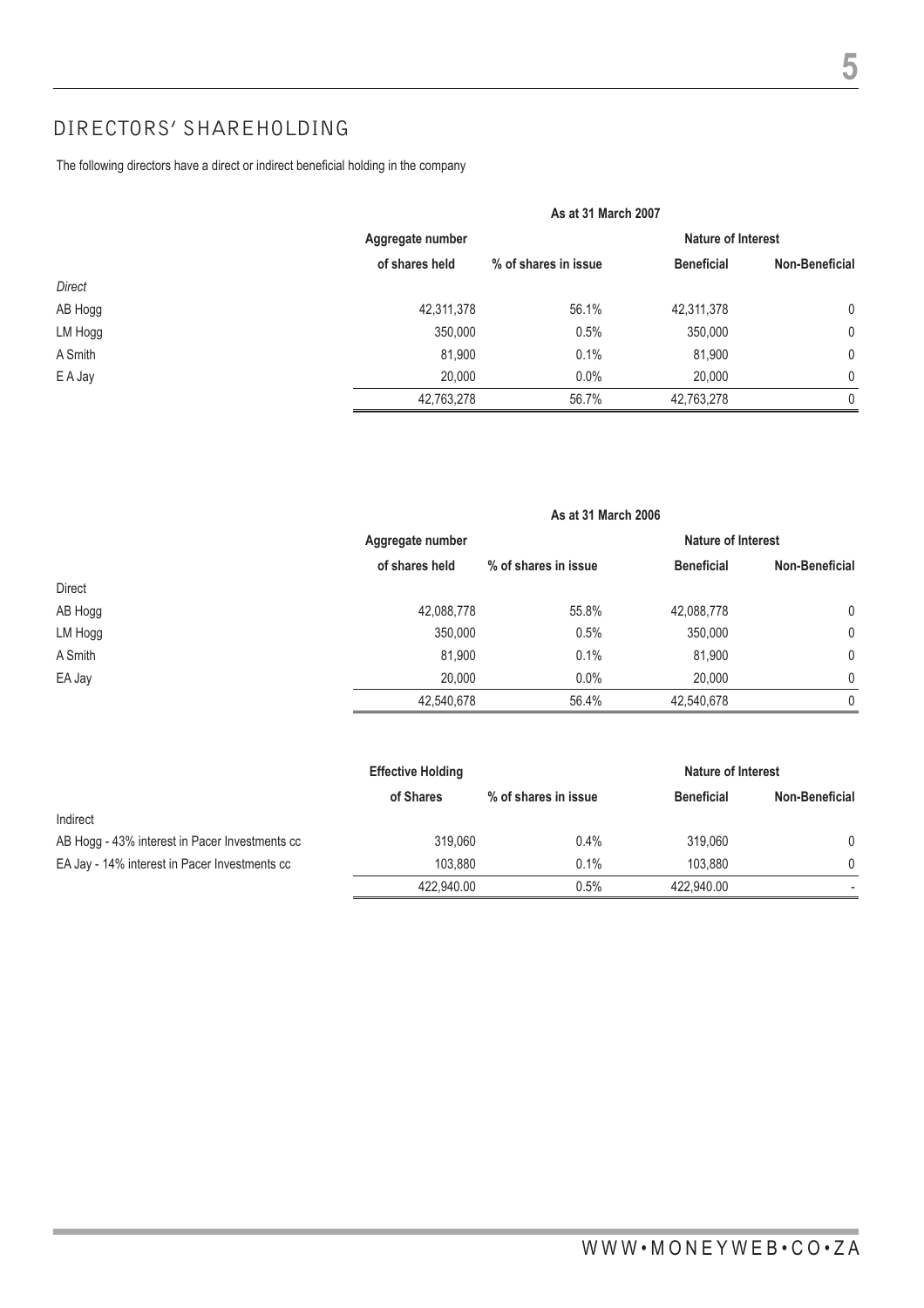## DIRECTORS' SHAREHOLDING

The following directors have a direct or indirect beneficial holding in the company

| | As at 31 March 2007 | | | |
|---|---|---|---|---|
| | Aggregate number | | Nature of Interest | |
| | of shares held | % of shares in issue | Beneficial | Non-Beneficial |
| *Direct* | | | | |
| AB Hogg | 42,311,378 | 56.1% | 42,311,378 | 0 |
| LM Hogg | 350,000 | 0.5% | 350,000 | 0 |
| A Smith | 81,900 | 0.1% | 81,900 | 0 |
| E A Jay | 20,000 | 0.0% | 20,000 | 0 |
| | 42,763,278 | 56.7% | 42,763,278 | 0 |

| | As at 31 March 2006 | | | |
|---|---|---|---|---|
| | Aggregate number | | Nature of Interest | |
| | of shares held | % of shares in issue | Beneficial | Non-Beneficial |
| Direct | | | | |
| AB Hogg | 42,088,778 | 55.8% | 42,088,778 | 0 |
| LM Hogg | 350,000 | 0.5% | 350,000 | 0 |
| A Smith | 81,900 | 0.1% | 81,900 | 0 |
| EA Jay | 20,000 | 0.0% | 20,000 | 0 |
| | 42,540,678 | 56.4% | 42,540,678 | 0 |

| | Effective Holding | | Nature of Interest | |
|---|---|---|---|---|
| | of Shares | % of shares in issue | Beneficial | Non-Beneficial |
| Indirect | | | | |
| AB Hogg - 43% interest in Pacer Investments cc | 319,060 | 0.4% | 319,060 | 0 |
| EA Jay - 14% interest in Pacer Investments cc | 103,880 | 0.1% | 103,880 | 0 |
| | 422,940.00 | 0.5% | 422,940.00 | - |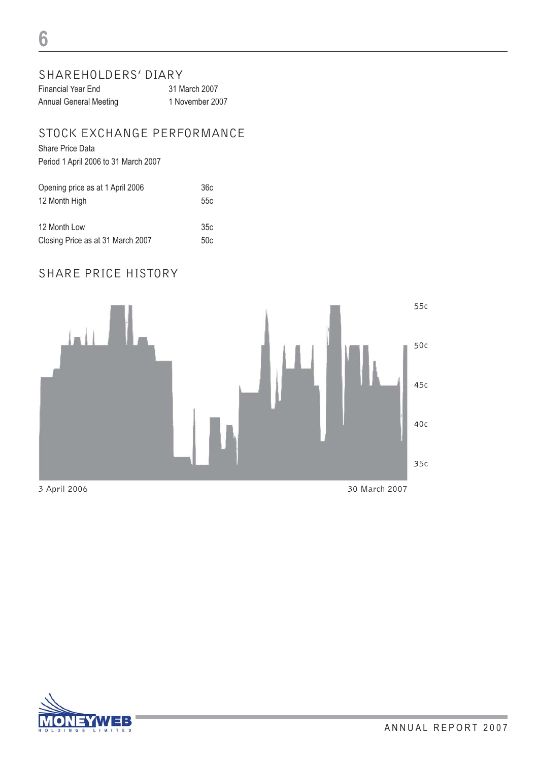## SHAREHOLDERS' DIARY

| | |
|---|---|
| Financial Year End | 31 March 2007 |
| Annual General Meeting | 1 November 2007 |

## STOCK EXCHANGE PERFORMANCE

Share Price Data

Period 1 April 2006 to 31 March 2007

| | |
|---|---|
| Opening price as at 1 April 2006 | 36c |
| 12 Month High | 55c |
| 12 Month Low | 35c |
| Closing Price as at 31 March 2007 | 50c |

## SHARE PRICE HISTORY

55c

50c

45c

40c

35c

3 April 2006 — 30 March 2007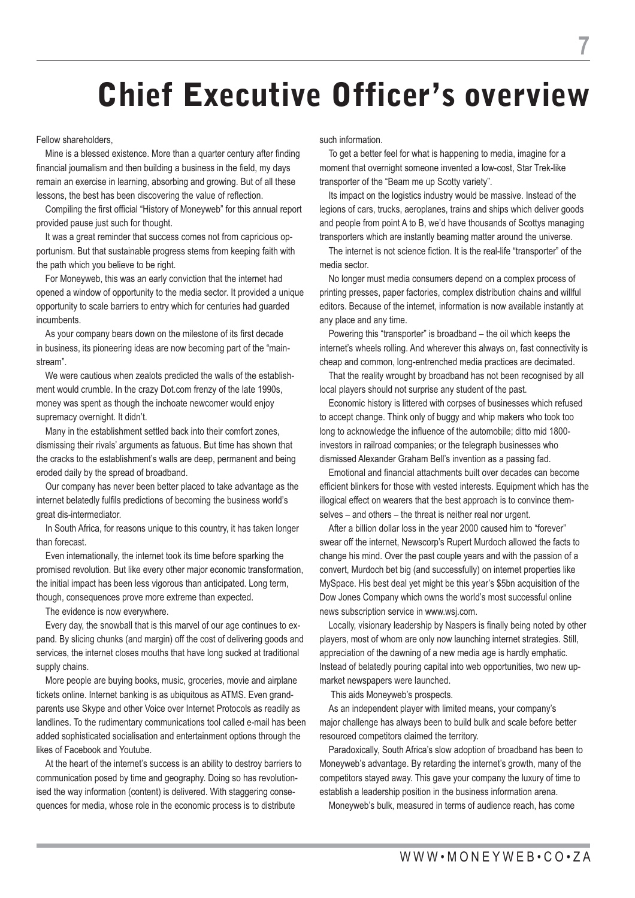# Chief Executive Officer's overview

Fellow shareholders,

Mine is a blessed existence. More than a quarter century after finding financial journalism and then building a business in the field, my days remain an exercise in learning, absorbing and growing. But of all these lessons, the best has been discovering the value of reflection.

Compiling the first official "History of Moneyweb" for this annual report provided pause just such for thought.

It was a great reminder that success comes not from capricious opportunism. But that sustainable progress stems from keeping faith with the path which you believe to be right.

For Moneyweb, this was an early conviction that the internet had opened a window of opportunity to the media sector. It provided a unique opportunity to scale barriers to entry which for centuries had guarded incumbents.

As your company bears down on the milestone of its first decade in business, its pioneering ideas are now becoming part of the "mainstream".

We were cautious when zealots predicted the walls of the establishment would crumble. In the crazy Dot.com frenzy of the late 1990s, money was spent as though the inchoate newcomer would enjoy supremacy overnight. It didn't.

Many in the establishment settled back into their comfort zones, dismissing their rivals' arguments as fatuous. But time has shown that the cracks to the establishment's walls are deep, permanent and being eroded daily by the spread of broadband.

Our company has never been better placed to take advantage as the internet belatedly fulfils predictions of becoming the business world's great dis-intermediator.

In South Africa, for reasons unique to this country, it has taken longer than forecast.

Even internationally, the internet took its time before sparking the promised revolution. But like every other major economic transformation, the initial impact has been less vigorous than anticipated. Long term, though, consequences prove more extreme than expected.

The evidence is now everywhere.

Every day, the snowball that is this marvel of our age continues to expand. By slicing chunks (and margin) off the cost of delivering goods and services, the internet closes mouths that have long sucked at traditional supply chains.

More people are buying books, music, groceries, movie and airplane tickets online. Internet banking is as ubiquitous as ATMS. Even grandparents use Skype and other Voice over Internet Protocols as readily as landlines. To the rudimentary communications tool called e-mail has been added sophisticated socialisation and entertainment options through the likes of Facebook and Youtube.

At the heart of the internet's success is an ability to destroy barriers to communication posed by time and geography. Doing so has revolutionised the way information (content) is delivered. With staggering consequences for media, whose role in the economic process is to distribute such information.

To get a better feel for what is happening to media, imagine for a moment that overnight someone invented a low-cost, Star Trek-like transporter of the "Beam me up Scotty variety".

Its impact on the logistics industry would be massive. Instead of the legions of cars, trucks, aeroplanes, trains and ships which deliver goods and people from point A to B, we'd have thousands of Scottys managing transporters which are instantly beaming matter around the universe.

The internet is not science fiction. It is the real-life "transporter" of the media sector.

No longer must media consumers depend on a complex process of printing presses, paper factories, complex distribution chains and willful editors. Because of the internet, information is now available instantly at any place and any time.

Powering this "transporter" is broadband – the oil which keeps the internet's wheels rolling. And wherever this always on, fast connectivity is cheap and common, long-entrenched media practices are decimated.

That the reality wrought by broadband has not been recognised by all local players should not surprise any student of the past.

Economic history is littered with corpses of businesses which refused to accept change. Think only of buggy and whip makers who took too long to acknowledge the influence of the automobile; ditto mid 1800-investors in railroad companies; or the telegraph businesses who dismissed Alexander Graham Bell's invention as a passing fad.

Emotional and financial attachments built over decades can become efficient blinkers for those with vested interests. Equipment which has the illogical effect on wearers that the best approach is to convince themselves – and others – the threat is neither real nor urgent.

After a billion dollar loss in the year 2000 caused him to "forever" swear off the internet, Newscorp's Rupert Murdoch allowed the facts to change his mind. Over the past couple years and with the passion of a convert, Murdoch bet big (and successfully) on internet properties like MySpace. His best deal yet might be this year's $5bn acquisition of the Dow Jones Company which owns the world's most successful online news subscription service in www.wsj.com.

Locally, visionary leadership by Naspers is finally being noted by other players, most of whom are only now launching internet strategies. Still, appreciation of the dawning of a new media age is hardly emphatic. Instead of belatedly pouring capital into web opportunities, two new upmarket newspapers were launched.

This aids Moneyweb's prospects.

As an independent player with limited means, your company's major challenge has always been to build bulk and scale before better resourced competitors claimed the territory.

Paradoxically, South Africa's slow adoption of broadband has been to Moneyweb's advantage. By retarding the internet's growth, many of the competitors stayed away. This gave your company the luxury of time to establish a leadership position in the business information arena.

Moneyweb's bulk, measured in terms of audience reach, has come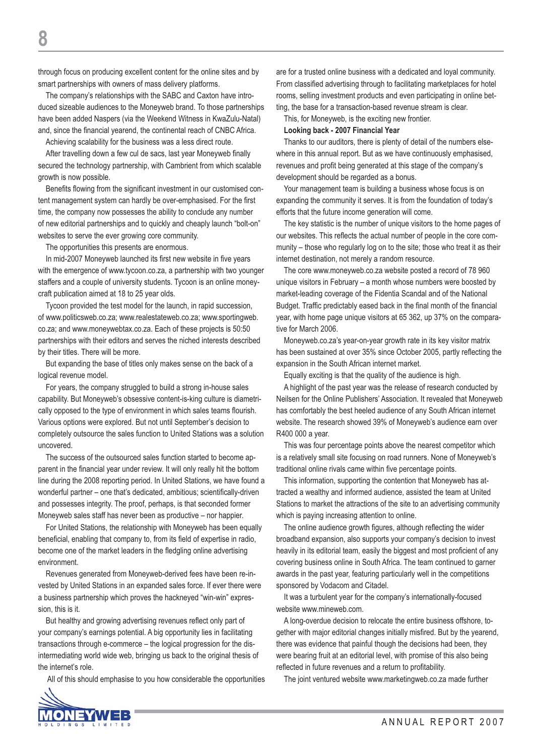through focus on producing excellent content for the online sites and by smart partnerships with owners of mass delivery platforms.

The company's relationships with the SABC and Caxton have introduced sizeable audiences to the Moneyweb brand. To those partnerships have been added Naspers (via the Weekend Witness in KwaZulu-Natal) and, since the financial yearend, the continental reach of CNBC Africa.

Achieving scalability for the business was a less direct route.

After travelling down a few cul de sacs, last year Moneyweb finally secured the technology partnership, with Cambrient from which scalable growth is now possible.

Benefits flowing from the significant investment in our customised content management system can hardly be over-emphasised. For the first time, the company now possesses the ability to conclude any number of new editorial partnerships and to quickly and cheaply launch "bolt-on" websites to serve the ever growing core community.

The opportunities this presents are enormous.

In mid-2007 Moneyweb launched its first new website in five years with the emergence of www.tycoon.co.za, a partnership with two younger staffers and a couple of university students. Tycoon is an online moneycraft publication aimed at 18 to 25 year olds.

Tycoon provided the test model for the launch, in rapid succession, of www.politicsweb.co.za; www.realestateweb.co.za; www.sportingweb.co.za; and www.moneywebtax.co.za. Each of these projects is 50:50 partnerships with their editors and serves the niched interests described by their titles. There will be more.

But expanding the base of titles only makes sense on the back of a logical revenue model.

For years, the company struggled to build a strong in-house sales capability. But Moneyweb's obsessive content-is-king culture is diametrically opposed to the type of environment in which sales teams flourish. Various options were explored. But not until September's decision to completely outsource the sales function to United Stations was a solution uncovered.

The success of the outsourced sales function started to become apparent in the financial year under review. It will only really hit the bottom line during the 2008 reporting period. In United Stations, we have found a wonderful partner – one that's dedicated, ambitious; scientifically-driven and possesses integrity. The proof, perhaps, is that seconded former Moneyweb sales staff has never been as productive – nor happier.

For United Stations, the relationship with Moneyweb has been equally beneficial, enabling that company to, from its field of expertise in radio, become one of the market leaders in the fledgling online advertising environment.

Revenues generated from Moneyweb-derived fees have been re-invested by United Stations in an expanded sales force. If ever there were a business partnership which proves the hackneyed "win-win" expression, this is it.

But healthy and growing advertising revenues reflect only part of your company's earnings potential. A big opportunity lies in facilitating transactions through e-commerce – the logical progression for the disintermediating world wide web, bringing us back to the original thesis of the internet's role.

All of this should emphasise to you how considerable the opportunities are for a trusted online business with a dedicated and loyal community. From classified advertising through to facilitating marketplaces for hotel rooms, selling investment products and even participating in online betting, the base for a transaction-based revenue stream is clear.

This, for Moneyweb, is the exciting new frontier.

**Looking back - 2007 Financial Year**

Thanks to our auditors, there is plenty of detail of the numbers elsewhere in this annual report. But as we have continuously emphasised, revenues and profit being generated at this stage of the company's development should be regarded as a bonus.

Your management team is building a business whose focus is on expanding the community it serves. It is from the foundation of today's efforts that the future income generation will come.

The key statistic is the number of unique visitors to the home pages of our websites. This reflects the actual number of people in the core community – those who regularly log on to the site; those who treat it as their internet destination, not merely a random resource.

The core www.moneyweb.co.za website posted a record of 78 960 unique visitors in February – a month whose numbers were boosted by market-leading coverage of the Fidentia Scandal and of the National Budget. Traffic predictably eased back in the final month of the financial year, with home page unique visitors at 65 362, up 37% on the comparative for March 2006.

Moneyweb.co.za's year-on-year growth rate in its key visitor matrix has been sustained at over 35% since October 2005, partly reflecting the expansion in the South African internet market.

Equally exciting is that the quality of the audience is high.

A highlight of the past year was the release of research conducted by Neilsen for the Online Publishers' Association. It revealed that Moneyweb has comfortably the best heeled audience of any South African internet website. The research showed 39% of Moneyweb's audience earn over R400 000 a year.

This was four percentage points above the nearest competitor which is a relatively small site focusing on road runners. None of Moneyweb's traditional online rivals came within five percentage points.

This information, supporting the contention that Moneyweb has attracted a wealthy and informed audience, assisted the team at United Stations to market the attractions of the site to an advertising community which is paying increasing attention to online.

The online audience growth figures, although reflecting the wider broadband expansion, also supports your company's decision to invest heavily in its editorial team, easily the biggest and most proficient of any covering business online in South Africa. The team continued to garner awards in the past year, featuring particularly well in the competitions sponsored by Vodacom and Citadel.

It was a turbulent year for the company's internationally-focused website www.mineweb.com.

A long-overdue decision to relocate the entire business offshore, together with major editorial changes initially misfired. But by the yearend, there was evidence that painful though the decisions had been, they were bearing fruit at an editorial level, with promise of this also being reflected in future revenues and a return to profitability.

The joint ventured website www.marketingweb.co.za made further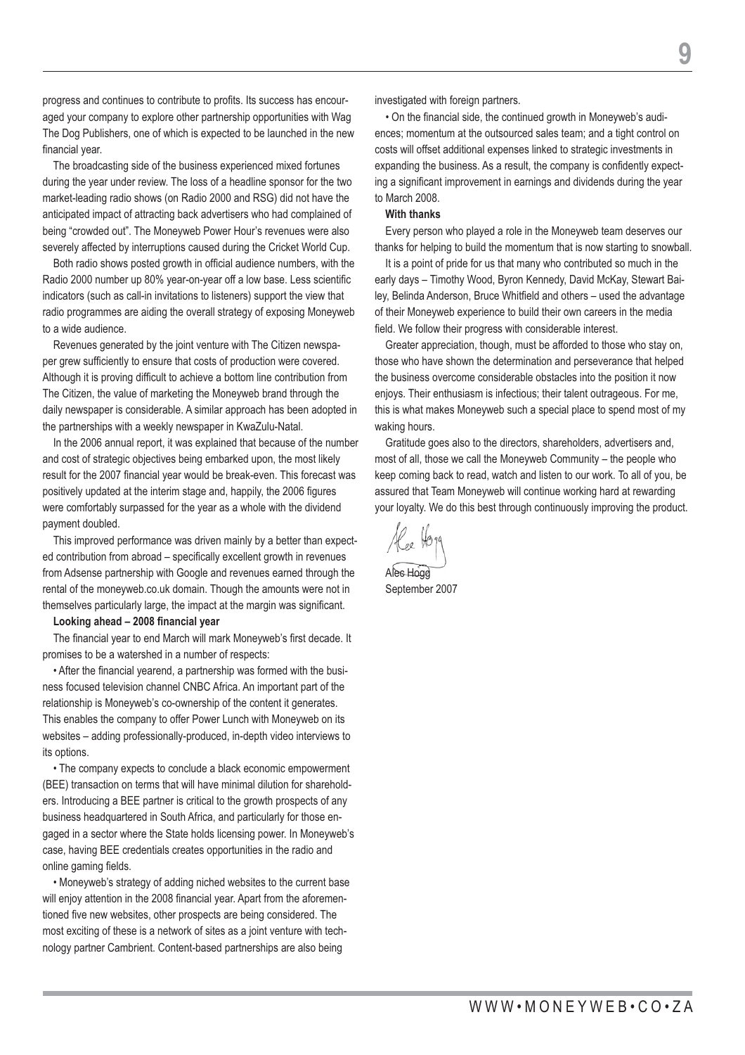progress and continues to contribute to profits. Its success has encouraged your company to explore other partnership opportunities with Wag The Dog Publishers, one of which is expected to be launched in the new financial year.

The broadcasting side of the business experienced mixed fortunes during the year under review. The loss of a headline sponsor for the two market-leading radio shows (on Radio 2000 and RSG) did not have the anticipated impact of attracting back advertisers who had complained of being "crowded out". The Moneyweb Power Hour's revenues were also severely affected by interruptions caused during the Cricket World Cup.

Both radio shows posted growth in official audience numbers, with the Radio 2000 number up 80% year-on-year off a low base. Less scientific indicators (such as call-in invitations to listeners) support the view that radio programmes are aiding the overall strategy of exposing Moneyweb to a wide audience.

Revenues generated by the joint venture with The Citizen newspaper grew sufficiently to ensure that costs of production were covered. Although it is proving difficult to achieve a bottom line contribution from The Citizen, the value of marketing the Moneyweb brand through the daily newspaper is considerable. A similar approach has been adopted in the partnerships with a weekly newspaper in KwaZulu-Natal.

In the 2006 annual report, it was explained that because of the number and cost of strategic objectives being embarked upon, the most likely result for the 2007 financial year would be break-even. This forecast was positively updated at the interim stage and, happily, the 2006 figures were comfortably surpassed for the year as a whole with the dividend payment doubled.

This improved performance was driven mainly by a better than expected contribution from abroad – specifically excellent growth in revenues from Adsense partnership with Google and revenues earned through the rental of the moneyweb.co.uk domain. Though the amounts were not in themselves particularly large, the impact at the margin was significant.

**Looking ahead – 2008 financial year**

The financial year to end March will mark Moneyweb's first decade. It promises to be a watershed in a number of respects:

• After the financial yearend, a partnership was formed with the business focused television channel CNBC Africa. An important part of the relationship is Moneyweb's co-ownership of the content it generates. This enables the company to offer Power Lunch with Moneyweb on its websites – adding professionally-produced, in-depth video interviews to its options.

• The company expects to conclude a black economic empowerment (BEE) transaction on terms that will have minimal dilution for shareholders. Introducing a BEE partner is critical to the growth prospects of any business headquartered in South Africa, and particularly for those engaged in a sector where the State holds licensing power. In Moneyweb's case, having BEE credentials creates opportunities in the radio and online gaming fields.

• Moneyweb's strategy of adding niched websites to the current base will enjoy attention in the 2008 financial year. Apart from the aforementioned five new websites, other prospects are being considered. The most exciting of these is a network of sites as a joint venture with technology partner Cambrient. Content-based partnerships are also being investigated with foreign partners.

• On the financial side, the continued growth in Moneyweb's audiences; momentum at the outsourced sales team; and a tight control on costs will offset additional expenses linked to strategic investments in expanding the business. As a result, the company is confidently expecting a significant improvement in earnings and dividends during the year to March 2008.

**With thanks**

Every person who played a role in the Moneyweb team deserves our thanks for helping to build the momentum that is now starting to snowball.

It is a point of pride for us that many who contributed so much in the early days – Timothy Wood, Byron Kennedy, David McKay, Stewart Bailey, Belinda Anderson, Bruce Whitfield and others – used the advantage of their Moneyweb experience to build their own careers in the media field. We follow their progress with considerable interest.

Greater appreciation, though, must be afforded to those who stay on, those who have shown the determination and perseverance that helped the business overcome considerable obstacles into the position it now enjoys. Their enthusiasm is infectious; their talent outrageous. For me, this is what makes Moneyweb such a special place to spend most of my waking hours.

Gratitude goes also to the directors, shareholders, advertisers and, most of all, those we call the Moneyweb Community – the people who keep coming back to read, watch and listen to our work. To all of you, be assured that Team Moneyweb will continue working hard at rewarding your loyalty. We do this best through continuously improving the product.

Alec Hogg
September 2007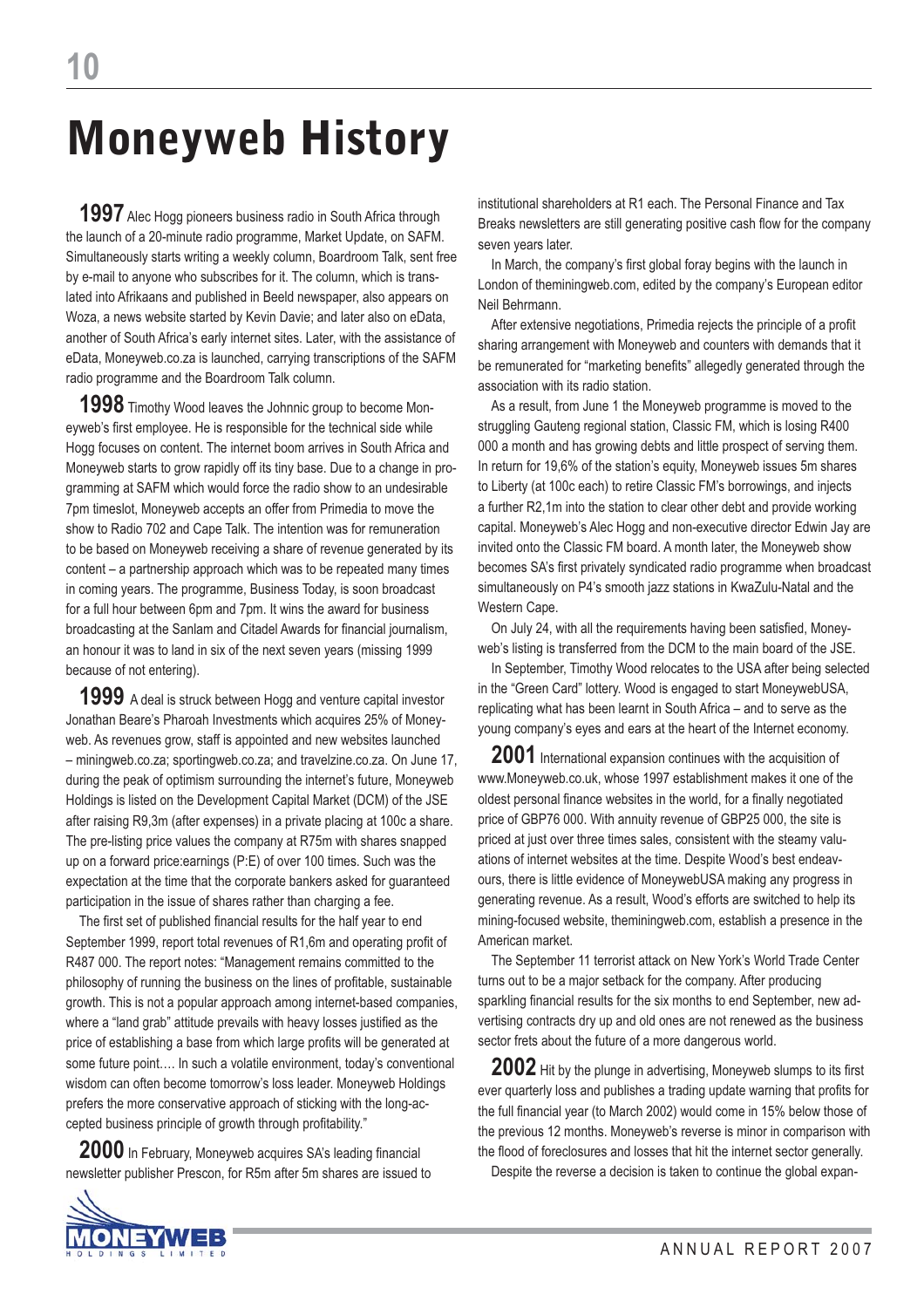# Moneyweb History

**1997** Alec Hogg pioneers business radio in South Africa through the launch of a 20-minute radio programme, Market Update, on SAFM. Simultaneously starts writing a weekly column, Boardroom Talk, sent free by e-mail to anyone who subscribes for it. The column, which is translated into Afrikaans and published in Beeld newspaper, also appears on Woza, a news website started by Kevin Davie; and later also on eData, another of South Africa's early internet sites. Later, with the assistance of eData, Moneyweb.co.za is launched, carrying transcriptions of the SAFM radio programme and the Boardroom Talk column.

**1998** Timothy Wood leaves the Johnnic group to become Moneyweb's first employee. He is responsible for the technical side while Hogg focuses on content. The internet boom arrives in South Africa and Moneyweb starts to grow rapidly off its tiny base. Due to a change in programming at SAFM which would force the radio show to an undesirable 7pm timeslot, Moneyweb accepts an offer from Primedia to move the show to Radio 702 and Cape Talk. The intention was for remuneration to be based on Moneyweb receiving a share of revenue generated by its content – a partnership approach which was to be repeated many times in coming years. The programme, Business Today, is soon broadcast for a full hour between 6pm and 7pm. It wins the award for business broadcasting at the Sanlam and Citadel Awards for financial journalism, an honour it was to land in six of the next seven years (missing 1999 because of not entering).

**1999** A deal is struck between Hogg and venture capital investor Jonathan Beare's Pharoah Investments which acquires 25% of Moneyweb. As revenues grow, staff is appointed and new websites launched – miningweb.co.za; sportingweb.co.za; and travelzine.co.za. On June 17, during the peak of optimism surrounding the internet's future, Moneyweb Holdings is listed on the Development Capital Market (DCM) of the JSE after raising R9,3m (after expenses) in a private placing at 100c a share. The pre-listing price values the company at R75m with shares snapped up on a forward price:earnings (P:E) of over 100 times. Such was the expectation at the time that the corporate bankers asked for guaranteed participation in the issue of shares rather than charging a fee.

The first set of published financial results for the half year to end September 1999, report total revenues of R1,6m and operating profit of R487 000. The report notes: "Management remains committed to the philosophy of running the business on the lines of profitable, sustainable growth. This is not a popular approach among internet-based companies, where a "land grab" attitude prevails with heavy losses justified as the price of establishing a base from which large profits will be generated at some future point…. In such a volatile environment, today's conventional wisdom can often become tomorrow's loss leader. Moneyweb Holdings prefers the more conservative approach of sticking with the long-accepted business principle of growth through profitability."

**2000** In February, Moneyweb acquires SA's leading financial newsletter publisher Prescon, for R5m after 5m shares are issued to institutional shareholders at R1 each. The Personal Finance and Tax Breaks newsletters are still generating positive cash flow for the company seven years later.

In March, the company's first global foray begins with the launch in London of theminingweb.com, edited by the company's European editor Neil Behrmann.

After extensive negotiations, Primedia rejects the principle of a profit sharing arrangement with Moneyweb and counters with demands that it be remunerated for "marketing benefits" allegedly generated through the association with its radio station.

As a result, from June 1 the Moneyweb programme is moved to the struggling Gauteng regional station, Classic FM, which is losing R400 000 a month and has growing debts and little prospect of serving them. In return for 19,6% of the station's equity, Moneyweb issues 5m shares to Liberty (at 100c each) to retire Classic FM's borrowings, and injects a further R2,1m into the station to clear other debt and provide working capital. Moneyweb's Alec Hogg and non-executive director Edwin Jay are invited onto the Classic FM board. A month later, the Moneyweb show becomes SA's first privately syndicated radio programme when broadcast simultaneously on P4's smooth jazz stations in KwaZulu-Natal and the Western Cape.

On July 24, with all the requirements having been satisfied, Moneyweb's listing is transferred from the DCM to the main board of the JSE.

In September, Timothy Wood relocates to the USA after being selected in the "Green Card" lottery. Wood is engaged to start MoneywebUSA, replicating what has been learnt in South Africa – and to serve as the young company's eyes and ears at the heart of the Internet economy.

**2001** International expansion continues with the acquisition of www.Moneyweb.co.uk, whose 1997 establishment makes it one of the oldest personal finance websites in the world, for a finally negotiated price of GBP76 000. With annuity revenue of GBP25 000, the site is priced at just over three times sales, consistent with the steamy valuations of internet websites at the time. Despite Wood's best endeavours, there is little evidence of MoneywebUSA making any progress in generating revenue. As a result, Wood's efforts are switched to help its mining-focused website, theminingweb.com, establish a presence in the American market.

The September 11 terrorist attack on New York's World Trade Center turns out to be a major setback for the company. After producing sparkling financial results for the six months to end September, new advertising contracts dry up and old ones are not renewed as the business sector frets about the future of a more dangerous world.

**2002** Hit by the plunge in advertising, Moneyweb slumps to its first ever quarterly loss and publishes a trading update warning that profits for the full financial year (to March 2002) would come in 15% below those of the previous 12 months. Moneyweb's reverse is minor in comparison with the flood of foreclosures and losses that hit the internet sector generally.

Despite the reverse a decision is taken to continue the global expan-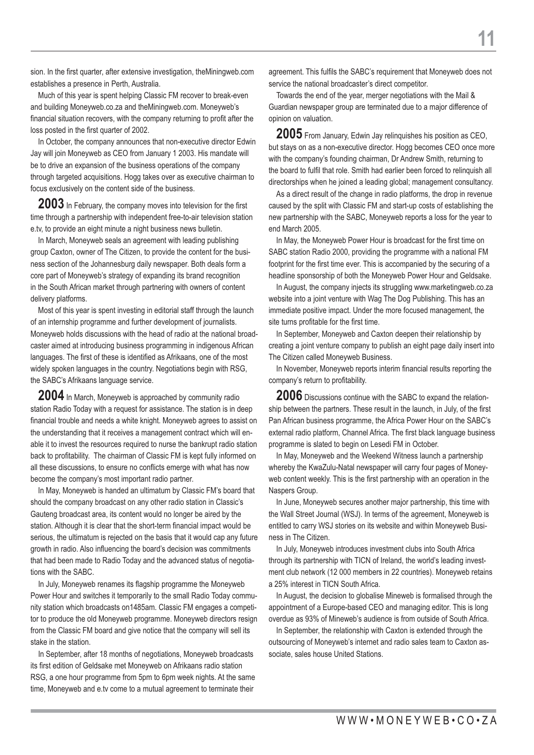sion. In the first quarter, after extensive investigation, theMiningweb.com establishes a presence in Perth, Australia.

Much of this year is spent helping Classic FM recover to break-even and building Moneyweb.co.za and theMiningweb.com. Moneyweb's financial situation recovers, with the company returning to profit after the loss posted in the first quarter of 2002.

In October, the company announces that non-executive director Edwin Jay will join Moneyweb as CEO from January 1 2003. His mandate will be to drive an expansion of the business operations of the company through targeted acquisitions. Hogg takes over as executive chairman to focus exclusively on the content side of the business.

**2003** In February, the company moves into television for the first time through a partnership with independent free-to-air television station e.tv, to provide an eight minute a night business news bulletin.

In March, Moneyweb seals an agreement with leading publishing group Caxton, owner of The Citizen, to provide the content for the business section of the Johannesburg daily newspaper. Both deals form a core part of Moneyweb's strategy of expanding its brand recognition in the South African market through partnering with owners of content delivery platforms.

Most of this year is spent investing in editorial staff through the launch of an internship programme and further development of journalists. Moneyweb holds discussions with the head of radio at the national broadcaster aimed at introducing business programming in indigenous African languages. The first of these is identified as Afrikaans, one of the most widely spoken languages in the country. Negotiations begin with RSG, the SABC's Afrikaans language service.

**2004** In March, Moneyweb is approached by community radio station Radio Today with a request for assistance. The station is in deep financial trouble and needs a white knight. Moneyweb agrees to assist on the understanding that it receives a management contract which will enable it to invest the resources required to nurse the bankrupt radio station back to profitability. The chairman of Classic FM is kept fully informed on all these discussions, to ensure no conflicts emerge with what has now become the company's most important radio partner.

In May, Moneyweb is handed an ultimatum by Classic FM's board that should the company broadcast on any other radio station in Classic's Gauteng broadcast area, its content would no longer be aired by the station. Although it is clear that the short-term financial impact would be serious, the ultimatum is rejected on the basis that it would cap any future growth in radio. Also influencing the board's decision was commitments that had been made to Radio Today and the advanced status of negotiations with the SABC.

In July, Moneyweb renames its flagship programme the Moneyweb Power Hour and switches it temporarily to the small Radio Today community station which broadcasts on1485am. Classic FM engages a competitor to produce the old Moneyweb programme. Moneyweb directors resign from the Classic FM board and give notice that the company will sell its stake in the station.

In September, after 18 months of negotiations, Moneyweb broadcasts its first edition of Geldsake met Moneyweb on Afrikaans radio station RSG, a one hour programme from 5pm to 6pm week nights. At the same time, Moneyweb and e.tv come to a mutual agreement to terminate their agreement. This fulfils the SABC's requirement that Moneyweb does not service the national broadcaster's direct competitor.

Towards the end of the year, merger negotiations with the Mail & Guardian newspaper group are terminated due to a major difference of opinion on valuation.

**2005** From January, Edwin Jay relinquishes his position as CEO, but stays on as a non-executive director. Hogg becomes CEO once more with the company's founding chairman, Dr Andrew Smith, returning to the board to fulfil that role. Smith had earlier been forced to relinquish all directorships when he joined a leading global; management consultancy.

As a direct result of the change in radio platforms, the drop in revenue caused by the split with Classic FM and start-up costs of establishing the new partnership with the SABC, Moneyweb reports a loss for the year to end March 2005.

In May, the Moneyweb Power Hour is broadcast for the first time on SABC station Radio 2000, providing the programme with a national FM footprint for the first time ever. This is accompanied by the securing of a headline sponsorship of both the Moneyweb Power Hour and Geldsake.

In August, the company injects its struggling www.marketingweb.co.za website into a joint venture with Wag The Dog Publishing. This has an immediate positive impact. Under the more focused management, the site turns profitable for the first time.

In September, Moneyweb and Caxton deepen their relationship by creating a joint venture company to publish an eight page daily insert into The Citizen called Moneyweb Business.

In November, Moneyweb reports interim financial results reporting the company's return to profitability.

**2006** Discussions continue with the SABC to expand the relationship between the partners. These result in the launch, in July, of the first Pan African business programme, the Africa Power Hour on the SABC's external radio platform, Channel Africa. The first black language business programme is slated to begin on Lesedi FM in October.

In May, Moneyweb and the Weekend Witness launch a partnership whereby the KwaZulu-Natal newspaper will carry four pages of Moneyweb content weekly. This is the first partnership with an operation in the Naspers Group.

In June, Moneyweb secures another major partnership, this time with the Wall Street Journal (WSJ). In terms of the agreement, Moneyweb is entitled to carry WSJ stories on its website and within Moneyweb Business in The Citizen.

In July, Moneyweb introduces investment clubs into South Africa through its partnership with TICN of Ireland, the world's leading investment club network (12 000 members in 22 countries). Moneyweb retains a 25% interest in TICN South Africa.

In August, the decision to globalise Mineweb is formalised through the appointment of a Europe-based CEO and managing editor. This is long overdue as 93% of Mineweb's audience is from outside of South Africa.

In September, the relationship with Caxton is extended through the outsourcing of Moneyweb's internet and radio sales team to Caxton associate, sales house United Stations.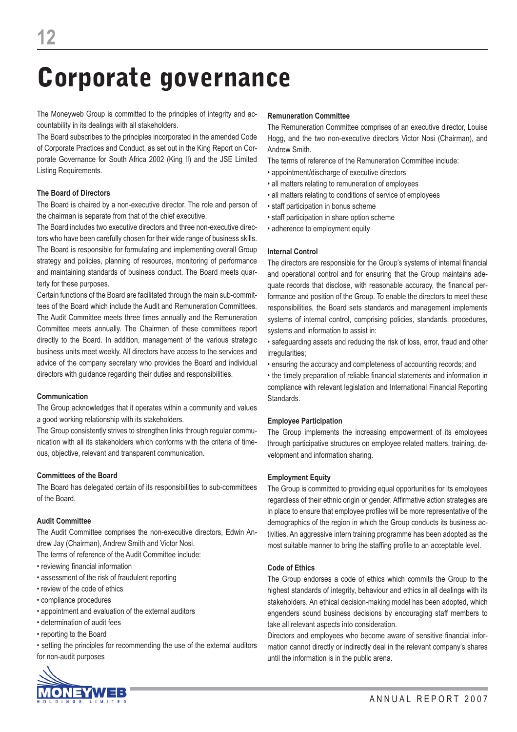# Corporate governance

The Moneyweb Group is committed to the principles of integrity and accountability in its dealings with all stakeholders.

The Board subscribes to the principles incorporated in the amended Code of Corporate Practices and Conduct, as set out in the King Report on Corporate Governance for South Africa 2002 (King II) and the JSE Limited Listing Requirements.

**The Board of Directors**

The Board is chaired by a non-executive director. The role and person of the chairman is separate from that of the chief executive.

The Board includes two executive directors and three non-executive directors who have been carefully chosen for their wide range of business skills. The Board is responsible for formulating and implementing overall Group strategy and policies, planning of resources, monitoring of performance and maintaining standards of business conduct. The Board meets quarterly for these purposes.

Certain functions of the Board are facilitated through the main sub-committees of the Board which include the Audit and Remuneration Committees. The Audit Committee meets three times annually and the Remuneration Committee meets annually. The Chairmen of these committees report directly to the Board. In addition, management of the various strategic business units meet weekly. All directors have access to the services and advice of the company secretary who provides the Board and individual directors with guidance regarding their duties and responsibilities.

**Communication**

The Group acknowledges that it operates within a community and values a good working relationship with its stakeholders.

The Group consistently strives to strengthen links through regular communication with all its stakeholders which conforms with the criteria of timeous, objective, relevant and transparent communication.

**Committees of the Board**

The Board has delegated certain of its responsibilities to sub-committees of the Board.

**Audit Committee**

The Audit Committee comprises the non-executive directors, Edwin Andrew Jay (Chairman), Andrew Smith and Victor Nosi.

The terms of reference of the Audit Committee include:

- reviewing financial information
- assessment of the risk of fraudulent reporting
- review of the code of ethics
- compliance procedures
- appointment and evaluation of the external auditors
- determination of audit fees
- reporting to the Board
- setting the principles for recommending the use of the external auditors for non-audit purposes

**Remuneration Committee**

The Remuneration Committee comprises of an executive director, Louise Hogg, and the two non-executive directors Victor Nosi (Chairman), and Andrew Smith.

The terms of reference of the Remuneration Committee include:

- appointment/discharge of executive directors
- all matters relating to remuneration of employees
- all matters relating to conditions of service of employees
- staff participation in bonus scheme
- staff participation in share option scheme
- adherence to employment equity

**Internal Control**

The directors are responsible for the Group's systems of internal financial and operational control and for ensuring that the Group maintains adequate records that disclose, with reasonable accuracy, the financial performance and position of the Group. To enable the directors to meet these responsibilities, the Board sets standards and management implements systems of internal control, comprising policies, standards, procedures, systems and information to assist in:

- safeguarding assets and reducing the risk of loss, error, fraud and other irregularities;
- ensuring the accuracy and completeness of accounting records; and
- the timely preparation of reliable financial statements and information in compliance with relevant legislation and International Financial Reporting Standards.

**Employee Participation**

The Group implements the increasing empowerment of its employees through participative structures on employee related matters, training, development and information sharing.

**Employment Equity**

The Group is committed to providing equal opportunities for its employees regardless of their ethnic origin or gender. Affirmative action strategies are in place to ensure that employee profiles will be more representative of the demographics of the region in which the Group conducts its business activities. An aggressive intern training programme has been adopted as the most suitable manner to bring the staffing profile to an acceptable level.

**Code of Ethics**

The Group endorses a code of ethics which commits the Group to the highest standards of integrity, behaviour and ethics in all dealings with its stakeholders. An ethical decision-making model has been adopted, which engenders sound business decisions by encouraging staff members to take all relevant aspects into consideration.

Directors and employees who become aware of sensitive financial information cannot directly or indirectly deal in the relevant company's shares until the information is in the public arena.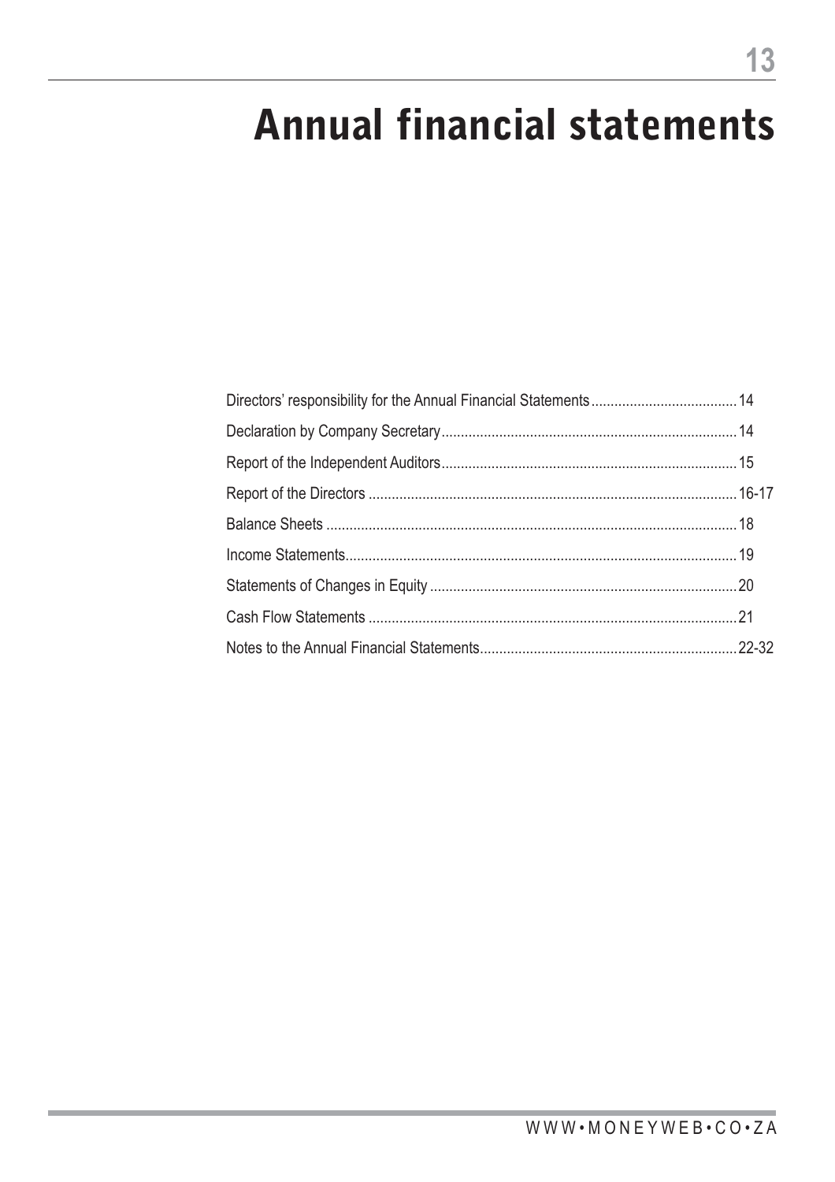# Annual financial statements

| | |
|---|---|
| Directors' responsibility for the Annual Financial Statements | 14 |
| Declaration by Company Secretary | 14 |
| Report of the Independent Auditors | 15 |
| Report of the Directors | 16-17 |
| Balance Sheets | 18 |
| Income Statements | 19 |
| Statements of Changes in Equity | 20 |
| Cash Flow Statements | 21 |
| Notes to the Annual Financial Statements | 22-32 |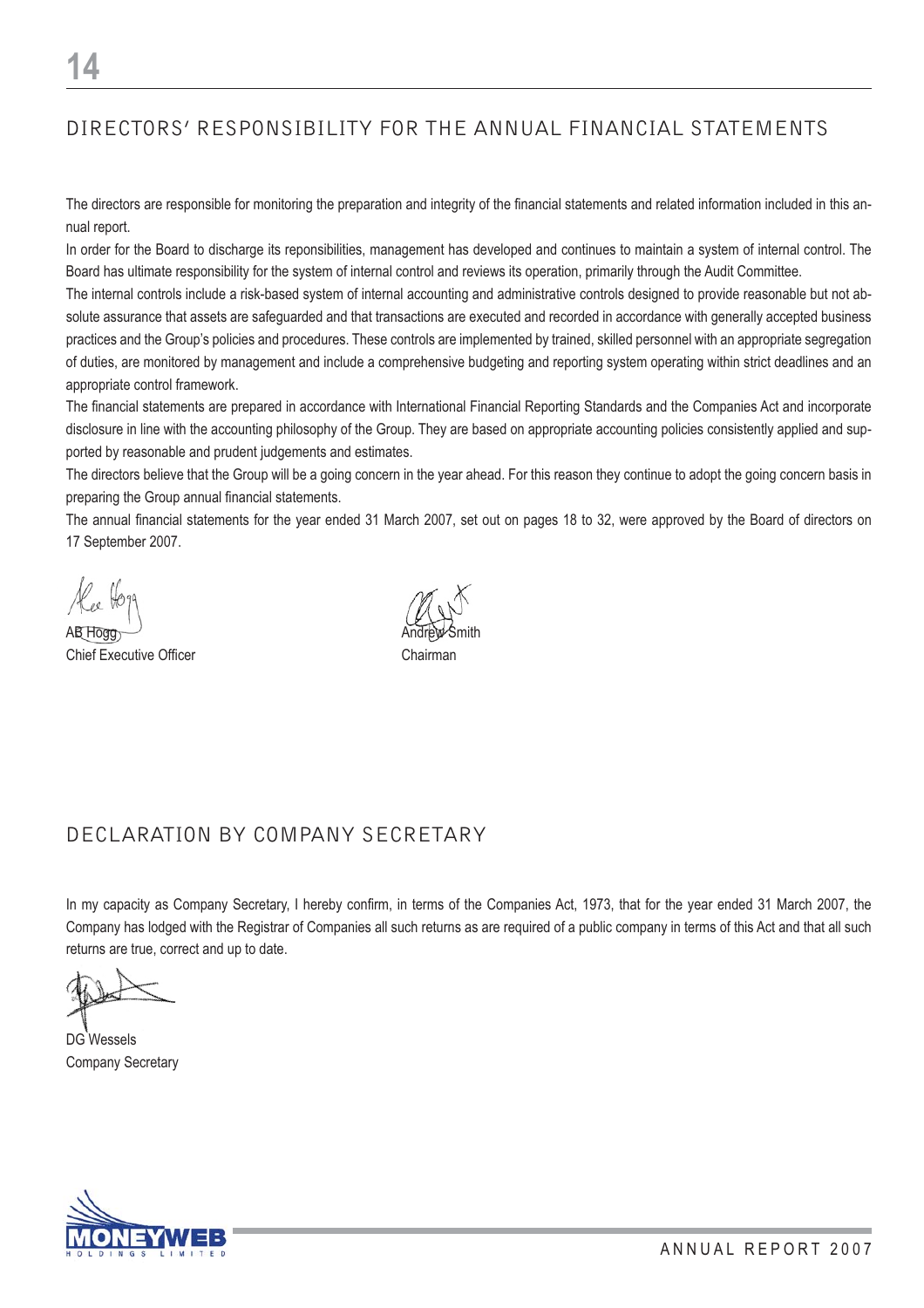## DIRECTORS' RESPONSIBILITY FOR THE ANNUAL FINANCIAL STATEMENTS

The directors are responsible for monitoring the preparation and integrity of the financial statements and related information included in this annual report.

In order for the Board to discharge its reponsibilities, management has developed and continues to maintain a system of internal control. The Board has ultimate responsibility for the system of internal control and reviews its operation, primarily through the Audit Committee.

The internal controls include a risk-based system of internal accounting and administrative controls designed to provide reasonable but not absolute assurance that assets are safeguarded and that transactions are executed and recorded in accordance with generally accepted business practices and the Group's policies and procedures. These controls are implemented by trained, skilled personnel with an appropriate segregation of duties, are monitored by management and include a comprehensive budgeting and reporting system operating within strict deadlines and an appropriate control framework.

The financial statements are prepared in accordance with International Financial Reporting Standards and the Companies Act and incorporate disclosure in line with the accounting philosophy of the Group. They are based on appropriate accounting policies consistently applied and supported by reasonable and prudent judgements and estimates.

The directors believe that the Group will be a going concern in the year ahead. For this reason they continue to adopt the going concern basis in preparing the Group annual financial statements.

The annual financial statements for the year ended 31 March 2007, set out on pages 18 to 32, were approved by the Board of directors on 17 September 2007.

AB Hogg
Chief Executive Officer

Andrew Smith
Chairman

## DECLARATION BY COMPANY SECRETARY

In my capacity as Company Secretary, I hereby confirm, in terms of the Companies Act, 1973, that for the year ended 31 March 2007, the Company has lodged with the Registrar of Companies all such returns as are required of a public company in terms of this Act and that all such returns are true, correct and up to date.

DG Wessels
Company Secretary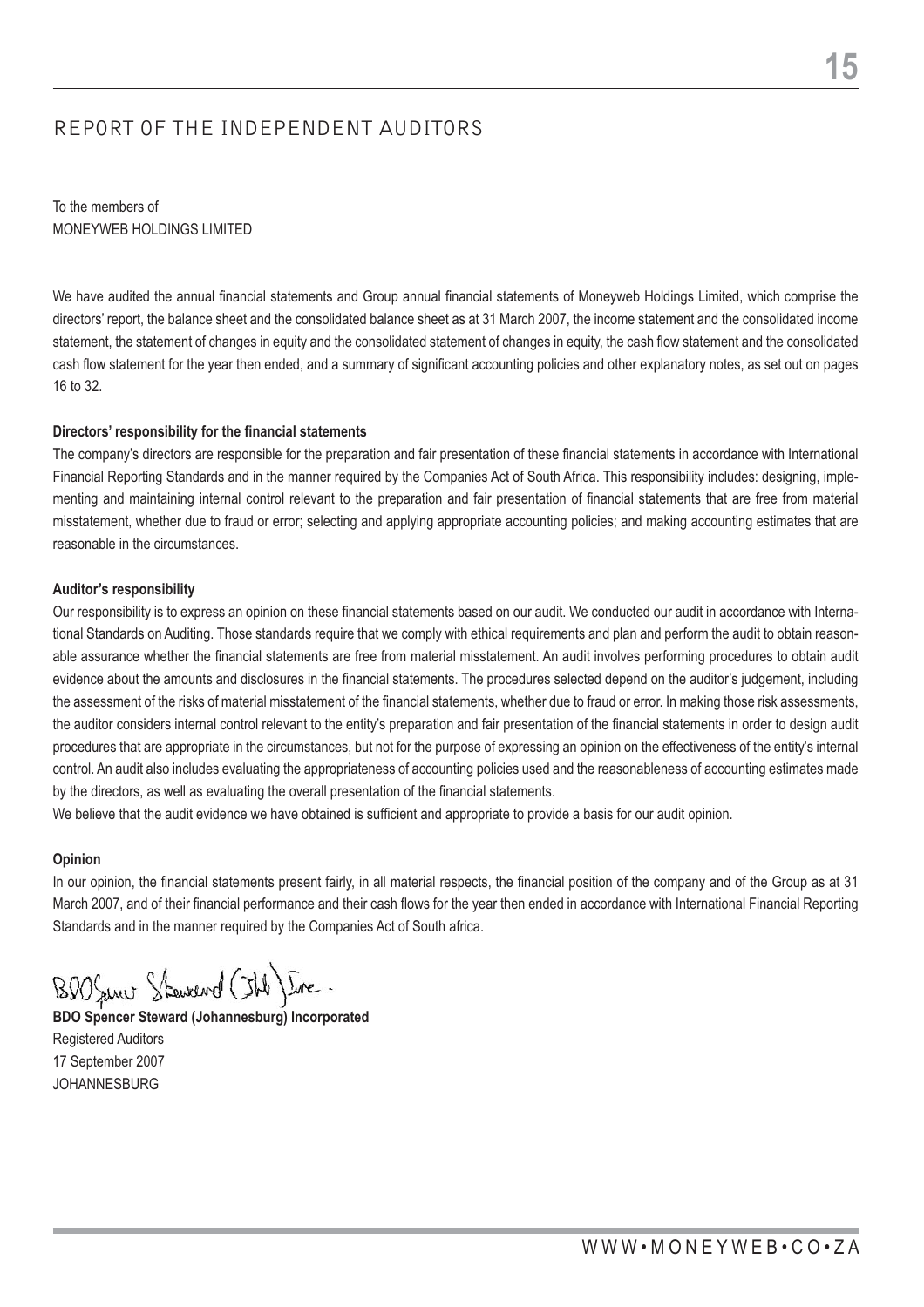# REPORT OF THE INDEPENDENT AUDITORS

To the members of
MONEYWEB HOLDINGS LIMITED

We have audited the annual financial statements and Group annual financial statements of Moneyweb Holdings Limited, which comprise the directors' report, the balance sheet and the consolidated balance sheet as at 31 March 2007, the income statement and the consolidated income statement, the statement of changes in equity and the consolidated statement of changes in equity, the cash flow statement and the consolidated cash flow statement for the year then ended, and a summary of significant accounting policies and other explanatory notes, as set out on pages 16 to 32.

**Directors' responsibility for the financial statements**

The company's directors are responsible for the preparation and fair presentation of these financial statements in accordance with International Financial Reporting Standards and in the manner required by the Companies Act of South Africa. This responsibility includes: designing, implementing and maintaining internal control relevant to the preparation and fair presentation of financial statements that are free from material misstatement, whether due to fraud or error; selecting and applying appropriate accounting policies; and making accounting estimates that are reasonable in the circumstances.

**Auditor's responsibility**

Our responsibility is to express an opinion on these financial statements based on our audit. We conducted our audit in accordance with International Standards on Auditing. Those standards require that we comply with ethical requirements and plan and perform the audit to obtain reasonable assurance whether the financial statements are free from material misstatement. An audit involves performing procedures to obtain audit evidence about the amounts and disclosures in the financial statements. The procedures selected depend on the auditor's judgement, including the assessment of the risks of material misstatement of the financial statements, whether due to fraud or error. In making those risk assessments, the auditor considers internal control relevant to the entity's preparation and fair presentation of the financial statements in order to design audit procedures that are appropriate in the circumstances, but not for the purpose of expressing an opinion on the effectiveness of the entity's internal control. An audit also includes evaluating the appropriateness of accounting policies used and the reasonableness of accounting estimates made by the directors, as well as evaluating the overall presentation of the financial statements.

We believe that the audit evidence we have obtained is sufficient and appropriate to provide a basis for our audit opinion.

**Opinion**

In our opinion, the financial statements present fairly, in all material respects, the financial position of the company and of the Group as at 31 March 2007, and of their financial performance and their cash flows for the year then ended in accordance with International Financial Reporting Standards and in the manner required by the Companies Act of South africa.

**BDO Spencer Steward (Johannesburg) Incorporated**
Registered Auditors
17 September 2007
JOHANNESBURG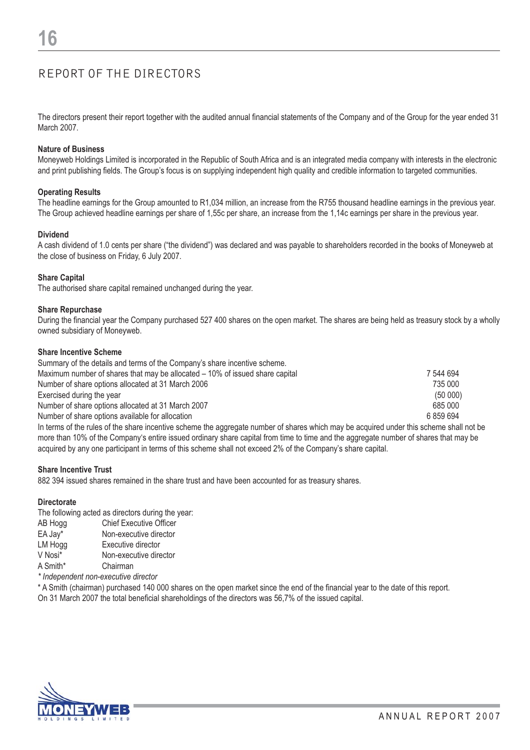# REPORT OF THE DIRECTORS

The directors present their report together with the audited annual financial statements of the Company and of the Group for the year ended 31 March 2007.

**Nature of Business**

Moneyweb Holdings Limited is incorporated in the Republic of South Africa and is an integrated media company with interests in the electronic and print publishing fields. The Group's focus is on supplying independent high quality and credible information to targeted communities.

**Operating Results**

The headline earnings for the Group amounted to R1,034 million, an increase from the R755 thousand headline earnings in the previous year. The Group achieved headline earnings per share of 1,55c per share, an increase from the 1,14c earnings per share in the previous year.

**Dividend**

A cash dividend of 1.0 cents per share ("the dividend") was declared and was payable to shareholders recorded in the books of Moneyweb at the close of business on Friday, 6 July 2007.

**Share Capital**

The authorised share capital remained unchanged during the year.

**Share Repurchase**

During the financial year the Company purchased 527 400 shares on the open market. The shares are being held as treasury stock by a wholly owned subsidiary of Moneyweb.

**Share Incentive Scheme**

Summary of the details and terms of the Company's share incentive scheme.

| | |
|---|---|
| Maximum number of shares that may be allocated – 10% of issued share capital | 7 544 694 |
| Number of share options allocated at 31 March 2006 | 735 000 |
| Exercised during the year | (50 000) |
| Number of share options allocated at 31 March 2007 | 685 000 |
| Number of share options available for allocation | 6 859 694 |

In terms of the rules of the share incentive scheme the aggregate number of shares which may be acquired under this scheme shall not be more than 10% of the Company's entire issued ordinary share capital from time to time and the aggregate number of shares that may be acquired by any one participant in terms of this scheme shall not exceed 2% of the Company's share capital.

**Share Incentive Trust**

882 394 issued shares remained in the share trust and have been accounted for as treasury shares.

**Directorate**

The following acted as directors during the year:

| | |
|---|---|
| AB Hogg | Chief Executive Officer |
| EA Jay* | Non-executive director |
| LM Hogg | Executive director |
| V Nosi* | Non-executive director |
| A Smith* | Chairman |

*\* Independent non-executive director*

\* A Smith (chairman) purchased 140 000 shares on the open market since the end of the financial year to the date of this report.

On 31 March 2007 the total beneficial shareholdings of the directors was 56,7% of the issued capital.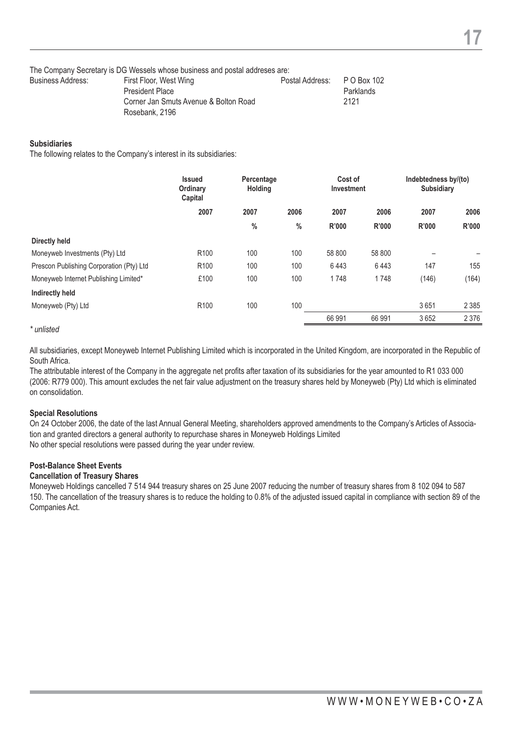The Company Secretary is DG Wessels whose business and postal addreses are:

| Business Address: | First Floor, West Wing | Postal Address: | P O Box 102 |
|---|---|---|---|
| | President Place | | Parklands |
| | Corner Jan Smuts Avenue & Bolton Road | | 2121 |
| | Rosebank, 2196 | | |

**Subsidiaries**

The following relates to the Company's interest in its subsidiaries:

| | Issued Ordinary Capital | Percentage Holding | | Cost of Investment | | Indebtedness by/(to) Subsidiary | |
|---|---|---|---|---|---|---|---|
| | 2007 | 2007 | 2006 | 2007 | 2006 | 2007 | 2006 |
| | | % | % | R'000 | R'000 | R'000 | R'000 |
| **Directly held** | | | | | | | |
| Moneyweb Investments (Pty) Ltd | R100 | 100 | 100 | 58 800 | 58 800 | – | – |
| Prescon Publishing Corporation (Pty) Ltd | R100 | 100 | 100 | 6 443 | 6 443 | 147 | 155 |
| Moneyweb Internet Publishing Limited* | £100 | 100 | 100 | 1 748 | 1 748 | (146) | (164) |
| **Indirectly held** | | | | | | | |
| Moneyweb (Pty) Ltd | R100 | 100 | 100 | | | 3 651 | 2 385 |
| | | | | 66 991 | 66 991 | 3 652 | 2 376 |

*\* unlisted*

All subsidiaries, except Moneyweb Internet Publishing Limited which is incorporated in the United Kingdom, are incorporated in the Republic of South Africa.

The attributable interest of the Company in the aggregate net profits after taxation of its subsidiaries for the year amounted to R1 033 000 (2006: R779 000). This amount excludes the net fair value adjustment on the treasury shares held by Moneyweb (Pty) Ltd which is eliminated on consolidation.

**Special Resolutions**

On 24 October 2006, the date of the last Annual General Meeting, shareholders approved amendments to the Company's Articles of Association and granted directors a general authority to repurchase shares in Moneyweb Holdings Limited

No other special resolutions were passed during the year under review.

**Post-Balance Sheet Events**

**Cancellation of Treasury Shares**

Moneyweb Holdings cancelled 7 514 944 treasury shares on 25 June 2007 reducing the number of treasury shares from 8 102 094 to 587 150. The cancellation of the treasury shares is to reduce the holding to 0.8% of the adjusted issued capital in compliance with section 89 of the Companies Act.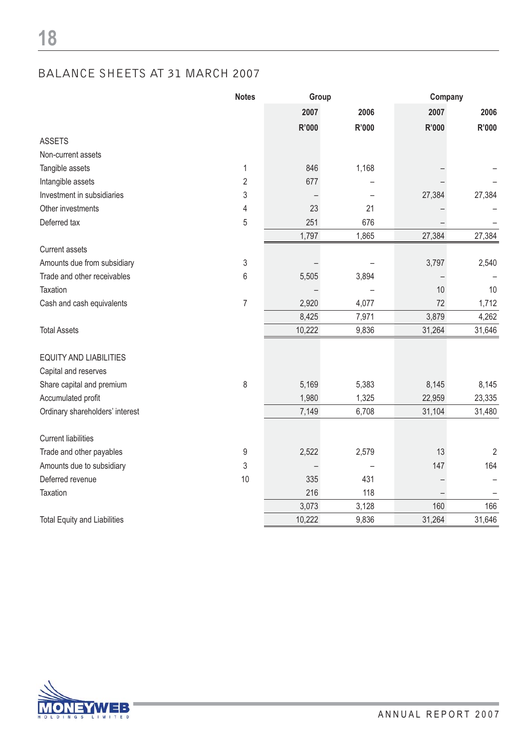## BALANCE SHEETS AT 31 MARCH 2007

| | Notes | Group | | Company | |
|---|---|---|---|---|---|
| | | 2007 | 2006 | 2007 | 2006 |
| | | R'000 | R'000 | R'000 | R'000 |
| **ASSETS** | | | | | |
| Non-current assets | | | | | |
| Tangible assets | 1 | 846 | 1,168 | – | – |
| Intangible assets | 2 | 677 | – | – | – |
| Investment in subsidiaries | 3 | – | – | 27,384 | 27,384 |
| Other investments | 4 | 23 | 21 | – | – |
| Deferred tax | 5 | 251 | 676 | – | – |
| | | 1,797 | 1,865 | 27,384 | 27,384 |
| Current assets | | | | | |
| Amounts due from subsidiary | 3 | – | – | 3,797 | 2,540 |
| Trade and other receivables | 6 | 5,505 | 3,894 | – | – |
| Taxation | | – | – | 10 | 10 |
| Cash and cash equivalents | 7 | 2,920 | 4,077 | 72 | 1,712 |
| | | 8,425 | 7,971 | 3,879 | 4,262 |
| Total Assets | | 10,222 | 9,836 | 31,264 | 31,646 |
| **EQUITY AND LIABILITIES** | | | | | |
| Capital and reserves | | | | | |
| Share capital and premium | 8 | 5,169 | 5,383 | 8,145 | 8,145 |
| Accumulated profit | | 1,980 | 1,325 | 22,959 | 23,335 |
| Ordinary shareholders' interest | | 7,149 | 6,708 | 31,104 | 31,480 |
| Current liabilities | | | | | |
| Trade and other payables | 9 | 2,522 | 2,579 | 13 | 2 |
| Amounts due to subsidiary | 3 | – | – | 147 | 164 |
| Deferred revenue | 10 | 335 | 431 | – | – |
| Taxation | | 216 | 118 | – | – |
| | | 3,073 | 3,128 | 160 | 166 |
| Total Equity and Liabilities | | 10,222 | 9,836 | 31,264 | 31,646 |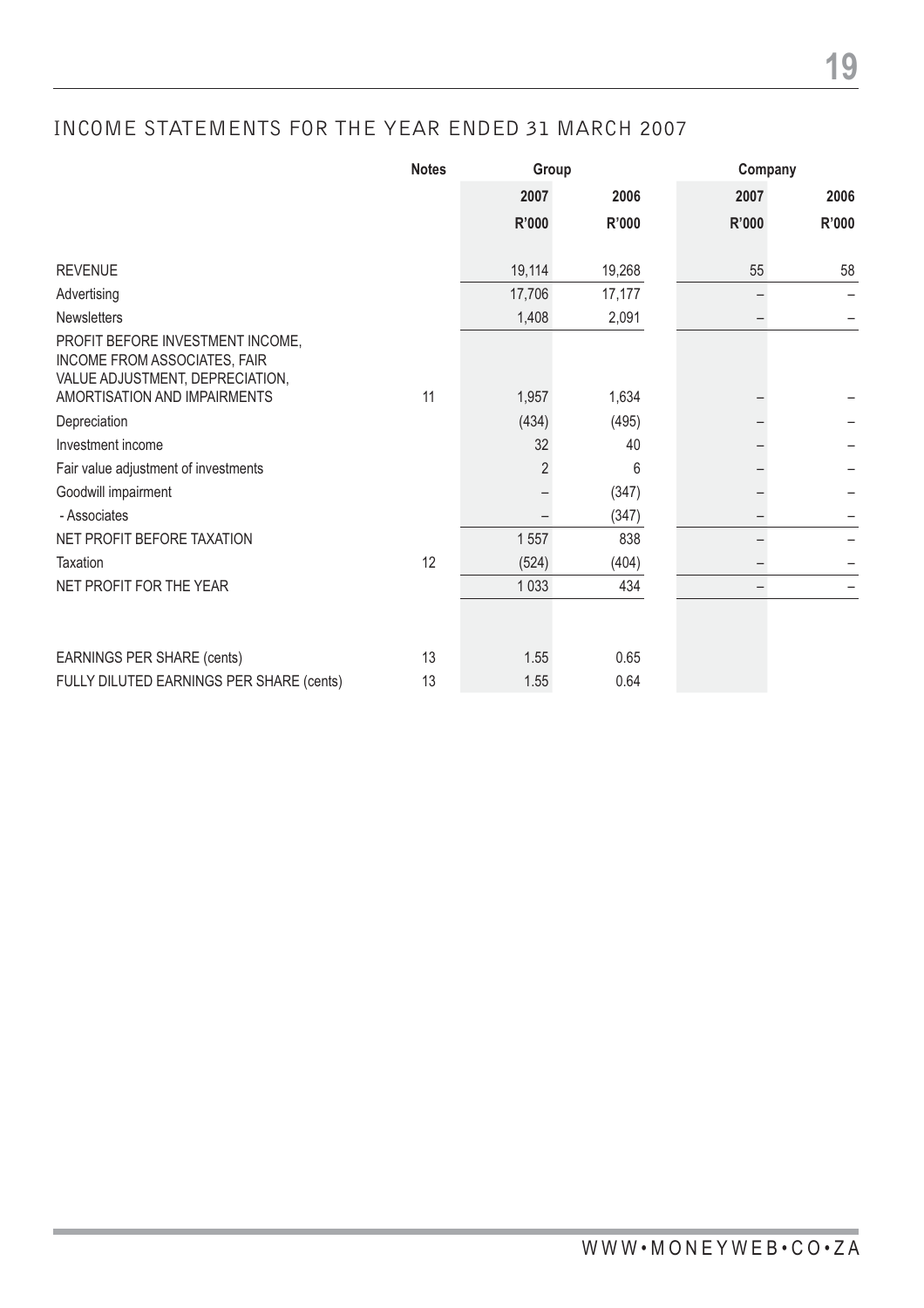## INCOME STATEMENTS FOR THE YEAR ENDED 31 MARCH 2007

| | Notes | Group | | Company | |
|---|---|---|---|---|---|
| | | 2007 | 2006 | 2007 | 2006 |
| | | R'000 | R'000 | R'000 | R'000 |
| REVENUE | | 19,114 | 19,268 | 55 | 58 |
| Advertising | | 17,706 | 17,177 | – | – |
| Newsletters | | 1,408 | 2,091 | – | – |
| PROFIT BEFORE INVESTMENT INCOME, INCOME FROM ASSOCIATES, FAIR VALUE ADJUSTMENT, DEPRECIATION, AMORTISATION AND IMPAIRMENTS | 11 | 1,957 | 1,634 | – | – |
| Depreciation | | (434) | (495) | – | – |
| Investment income | | 32 | 40 | – | – |
| Fair value adjustment of investments | | 2 | 6 | – | – |
| Goodwill impairment | | – | (347) | – | – |
| - Associates | | – | (347) | – | – |
| NET PROFIT BEFORE TAXATION | | 1 557 | 838 | – | – |
| Taxation | 12 | (524) | (404) | – | – |
| NET PROFIT FOR THE YEAR | | 1 033 | 434 | – | – |
| | | | | | |
| EARNINGS PER SHARE (cents) | 13 | 1.55 | 0.65 | | |
| FULLY DILUTED EARNINGS PER SHARE (cents) | 13 | 1.55 | 0.64 | | |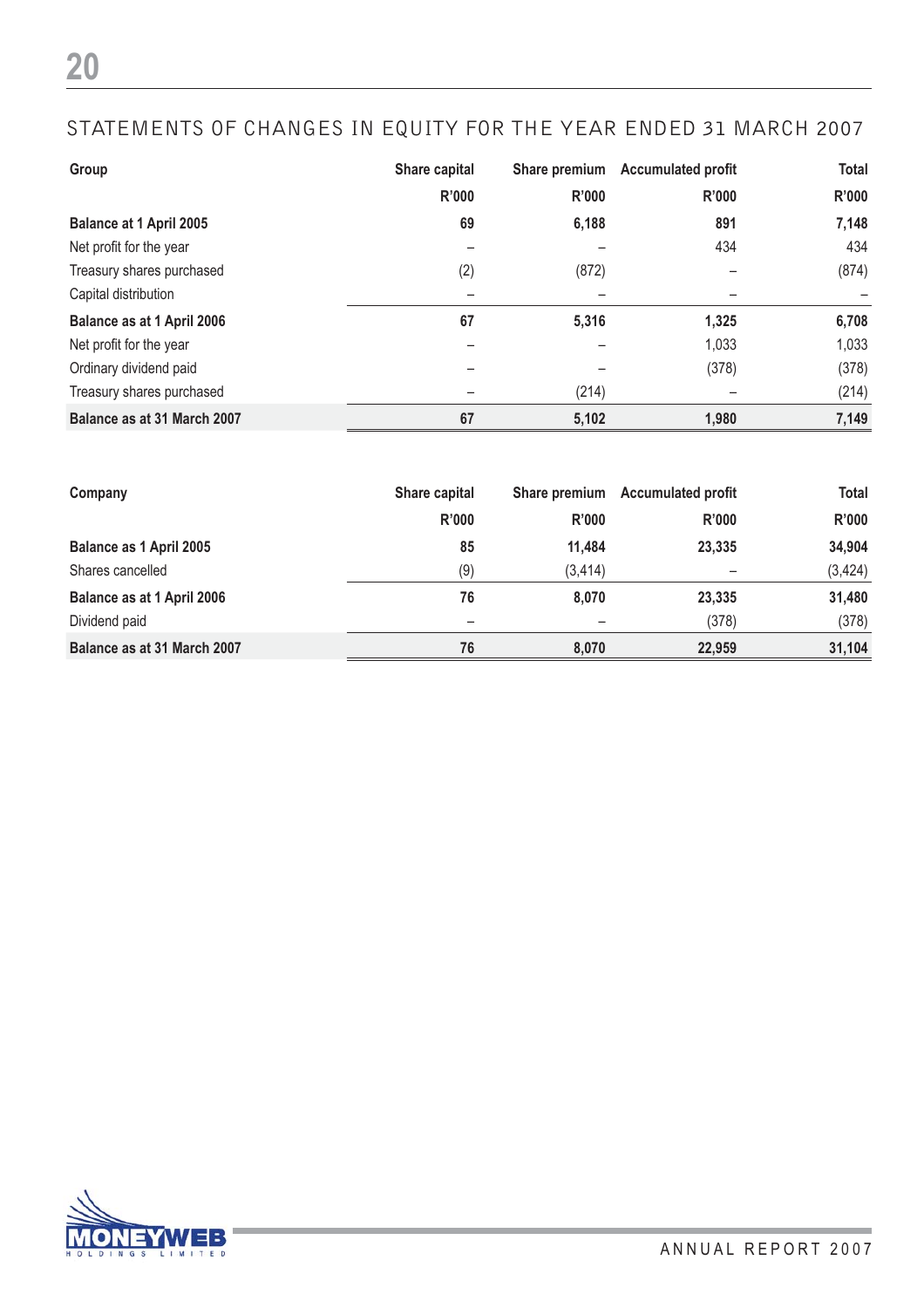## STATEMENTS OF CHANGES IN EQUITY FOR THE YEAR ENDED 31 MARCH 2007

| Group | Share capital | Share premium | Accumulated profit | Total |
|---|---|---|---|---|
| | R'000 | R'000 | R'000 | R'000 |
| **Balance at 1 April 2005** | **69** | **6,188** | **891** | **7,148** |
| Net profit for the year | – | – | 434 | 434 |
| Treasury shares purchased | (2) | (872) | – | (874) |
| Capital distribution | – | – | – | – |
| **Balance as at 1 April 2006** | **67** | **5,316** | **1,325** | **6,708** |
| Net profit for the year | – | – | 1,033 | 1,033 |
| Ordinary dividend paid | – | – | (378) | (378) |
| Treasury shares purchased | – | (214) | – | (214) |
| **Balance as at 31 March 2007** | **67** | **5,102** | **1,980** | **7,149** |

| Company | Share capital | Share premium | Accumulated profit | Total |
|---|---|---|---|---|
| | R'000 | R'000 | R'000 | R'000 |
| **Balance as 1 April 2005** | **85** | **11,484** | **23,335** | **34,904** |
| Shares cancelled | (9) | (3,414) | – | (3,424) |
| **Balance as at 1 April 2006** | **76** | **8,070** | **23,335** | **31,480** |
| Dividend paid | – | – | (378) | (378) |
| **Balance as at 31 March 2007** | **76** | **8,070** | **22,959** | **31,104** |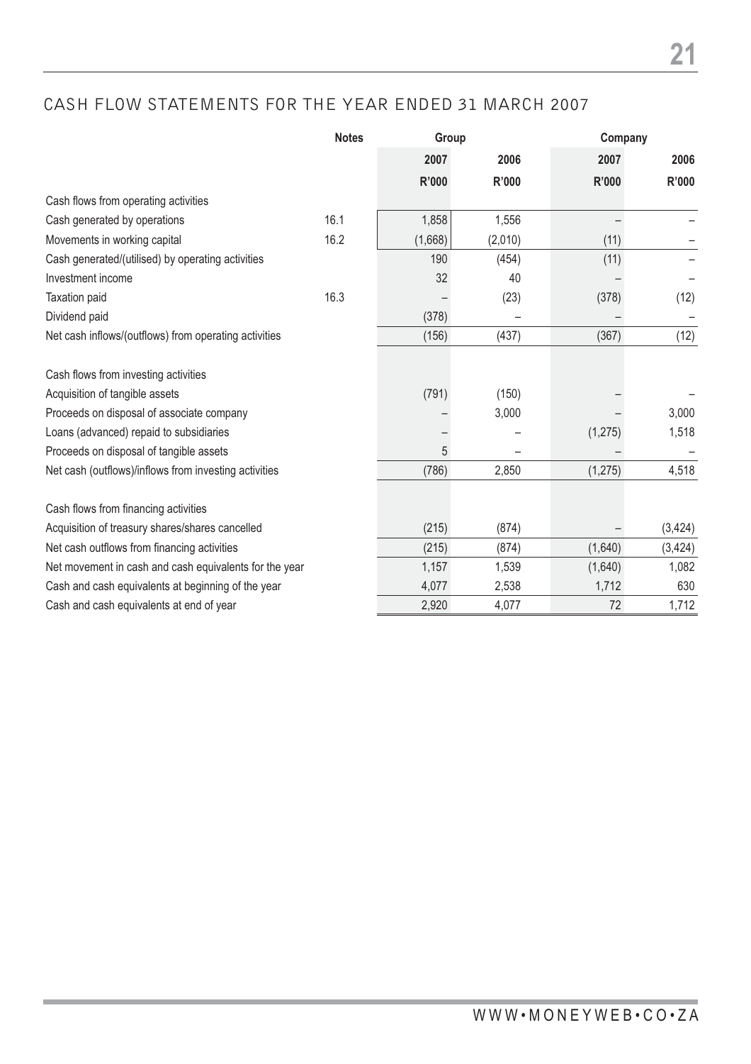## CASH FLOW STATEMENTS FOR THE YEAR ENDED 31 MARCH 2007

| | Notes | Group | | Company | |
|---|---|---|---|---|---|
| | | 2007 | 2006 | 2007 | 2006 |
| | | R'000 | R'000 | R'000 | R'000 |
| Cash flows from operating activities | | | | | |
| Cash generated by operations | 16.1 | 1,858 | 1,556 | – | – |
| Movements in working capital | 16.2 | (1,668) | (2,010) | (11) | – |
| Cash generated/(utilised) by operating activities | | 190 | (454) | (11) | – |
| Investment income | | 32 | 40 | – | – |
| Taxation paid | 16.3 | – | (23) | (378) | (12) |
| Dividend paid | | (378) | – | – | – |
| Net cash inflows/(outflows) from operating activities | | (156) | (437) | (367) | (12) |
| | | | | | |
| Cash flows from investing activities | | | | | |
| Acquisition of tangible assets | | (791) | (150) | – | – |
| Proceeds on disposal of associate company | | – | 3,000 | – | 3,000 |
| Loans (advanced) repaid to subsidiaries | | – | – | (1,275) | 1,518 |
| Proceeds on disposal of tangible assets | | 5 | – | – | – |
| Net cash (outflows)/inflows from investing activities | | (786) | 2,850 | (1,275) | 4,518 |
| | | | | | |
| Cash flows from financing activities | | | | | |
| Acquisition of treasury shares/shares cancelled | | (215) | (874) | – | (3,424) |
| Net cash outflows from financing activities | | (215) | (874) | (1,640) | (3,424) |
| Net movement in cash and cash equivalents for the year | | 1,157 | 1,539 | (1,640) | 1,082 |
| Cash and cash equivalents at beginning of the year | | 4,077 | 2,538 | 1,712 | 630 |
| Cash and cash equivalents at end of year | | 2,920 | 4,077 | 72 | 1,712 |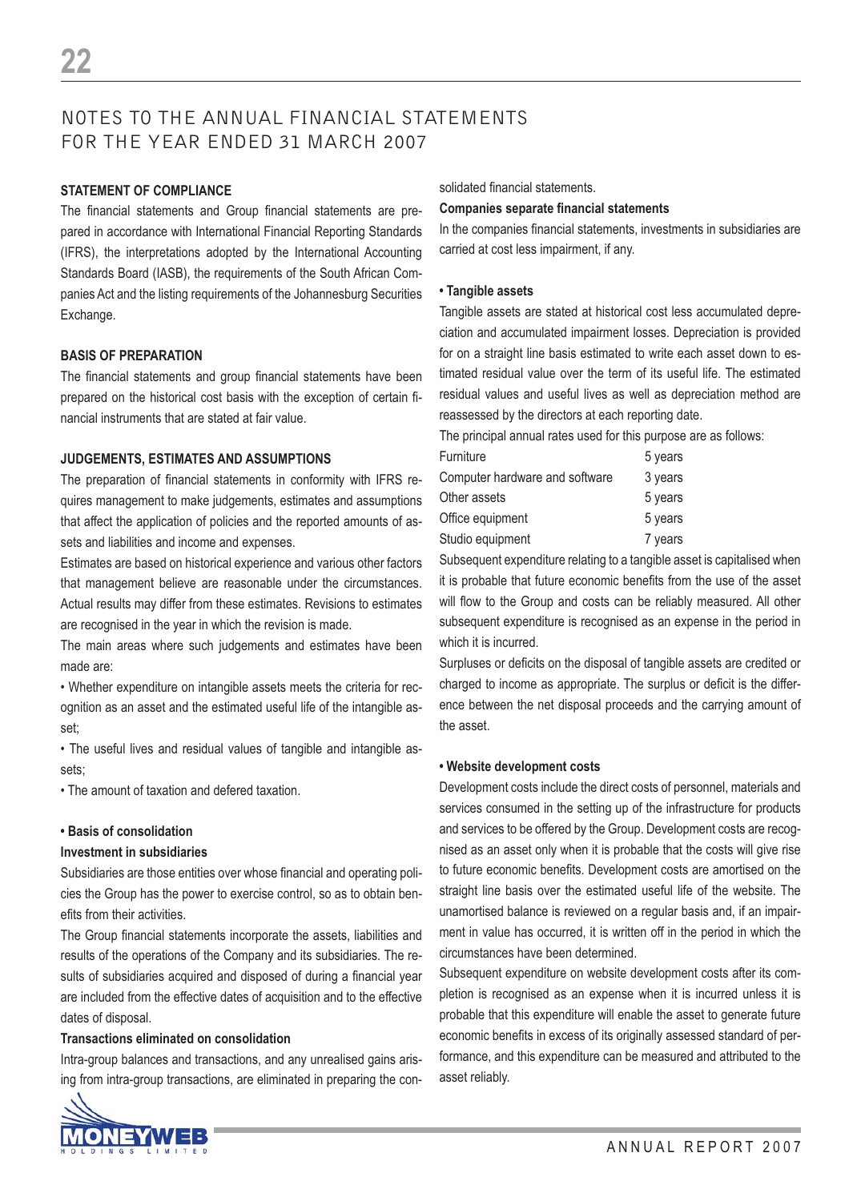# NOTES TO THE ANNUAL FINANCIAL STATEMENTS FOR THE YEAR ENDED 31 MARCH 2007

**STATEMENT OF COMPLIANCE**

The financial statements and Group financial statements are prepared in accordance with International Financial Reporting Standards (IFRS), the interpretations adopted by the International Accounting Standards Board (IASB), the requirements of the South African Companies Act and the listing requirements of the Johannesburg Securities Exchange.

**BASIS OF PREPARATION**

The financial statements and group financial statements have been prepared on the historical cost basis with the exception of certain financial instruments that are stated at fair value.

**JUDGEMENTS, ESTIMATES AND ASSUMPTIONS**

The preparation of financial statements in conformity with IFRS requires management to make judgements, estimates and assumptions that affect the application of policies and the reported amounts of assets and liabilities and income and expenses.

Estimates are based on historical experience and various other factors that management believe are reasonable under the circumstances. Actual results may differ from these estimates. Revisions to estimates are recognised in the year in which the revision is made.

The main areas where such judgements and estimates have been made are:

- Whether expenditure on intangible assets meets the criteria for recognition as an asset and the estimated useful life of the intangible asset;
- The useful lives and residual values of tangible and intangible assets;
- The amount of taxation and defered taxation.

**• Basis of consolidation**

**Investment in subsidiaries**

Subsidiaries are those entities over whose financial and operating policies the Group has the power to exercise control, so as to obtain benefits from their activities.

The Group financial statements incorporate the assets, liabilities and results of the operations of the Company and its subsidiaries. The results of subsidiaries acquired and disposed of during a financial year are included from the effective dates of acquisition and to the effective dates of disposal.

**Transactions eliminated on consolidation**

Intra-group balances and transactions, and any unrealised gains arising from intra-group transactions, are eliminated in preparing the consolidated financial statements.

**Companies separate financial statements**

In the companies financial statements, investments in subsidiaries are carried at cost less impairment, if any.

**• Tangible assets**

Tangible assets are stated at historical cost less accumulated depreciation and accumulated impairment losses. Depreciation is provided for on a straight line basis estimated to write each asset down to estimated residual value over the term of its useful life. The estimated residual values and useful lives as well as depreciation method are reassessed by the directors at each reporting date.

The principal annual rates used for this purpose are as follows:

| | |
|---|---|
| Furniture | 5 years |
| Computer hardware and software | 3 years |
| Other assets | 5 years |
| Office equipment | 5 years |
| Studio equipment | 7 years |

Subsequent expenditure relating to a tangible asset is capitalised when it is probable that future economic benefits from the use of the asset will flow to the Group and costs can be reliably measured. All other subsequent expenditure is recognised as an expense in the period in which it is incurred.

Surpluses or deficits on the disposal of tangible assets are credited or charged to income as appropriate. The surplus or deficit is the difference between the net disposal proceeds and the carrying amount of the asset.

**• Website development costs**

Development costs include the direct costs of personnel, materials and services consumed in the setting up of the infrastructure for products and services to be offered by the Group. Development costs are recognised as an asset only when it is probable that the costs will give rise to future economic benefits. Development costs are amortised on the straight line basis over the estimated useful life of the website. The unamortised balance is reviewed on a regular basis and, if an impairment in value has occurred, it is written off in the period in which the circumstances have been determined.

Subsequent expenditure on website development costs after its completion is recognised as an expense when it is incurred unless it is probable that this expenditure will enable the asset to generate future economic benefits in excess of its originally assessed standard of performance, and this expenditure can be measured and attributed to the asset reliably.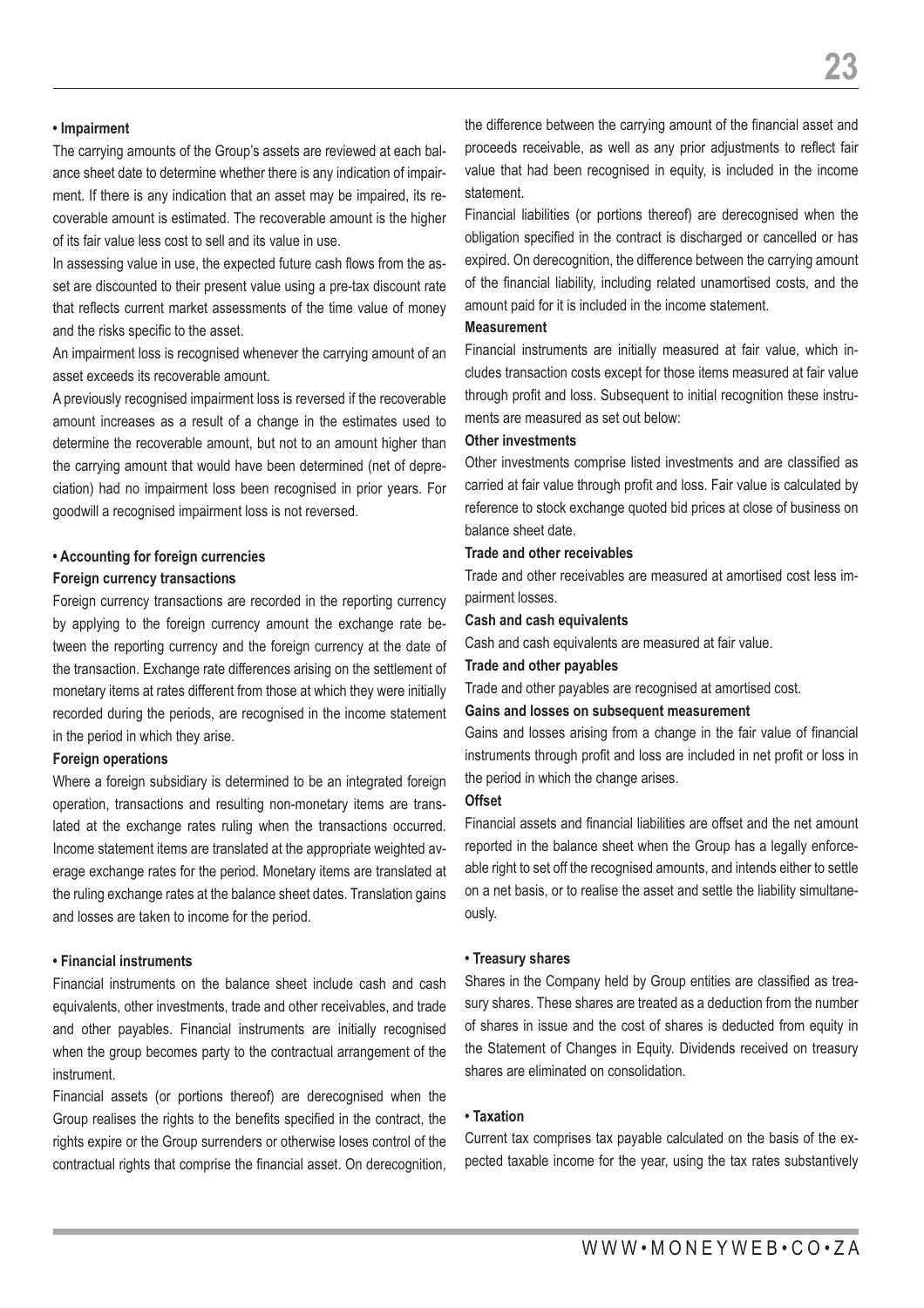**• Impairment**

The carrying amounts of the Group's assets are reviewed at each balance sheet date to determine whether there is any indication of impairment. If there is any indication that an asset may be impaired, its recoverable amount is estimated. The recoverable amount is the higher of its fair value less cost to sell and its value in use.

In assessing value in use, the expected future cash flows from the asset are discounted to their present value using a pre-tax discount rate that reflects current market assessments of the time value of money and the risks specific to the asset.

An impairment loss is recognised whenever the carrying amount of an asset exceeds its recoverable amount.

A previously recognised impairment loss is reversed if the recoverable amount increases as a result of a change in the estimates used to determine the recoverable amount, but not to an amount higher than the carrying amount that would have been determined (net of depreciation) had no impairment loss been recognised in prior years. For goodwill a recognised impairment loss is not reversed.

**• Accounting for foreign currencies**

**Foreign currency transactions**

Foreign currency transactions are recorded in the reporting currency by applying to the foreign currency amount the exchange rate between the reporting currency and the foreign currency at the date of the transaction. Exchange rate differences arising on the settlement of monetary items at rates different from those at which they were initially recorded during the periods, are recognised in the income statement in the period in which they arise.

**Foreign operations**

Where a foreign subsidiary is determined to be an integrated foreign operation, transactions and resulting non-monetary items are translated at the exchange rates ruling when the transactions occurred. Income statement items are translated at the appropriate weighted average exchange rates for the period. Monetary items are translated at the ruling exchange rates at the balance sheet dates. Translation gains and losses are taken to income for the period.

**• Financial instruments**

Financial instruments on the balance sheet include cash and cash equivalents, other investments, trade and other receivables, and trade and other payables. Financial instruments are initially recognised when the group becomes party to the contractual arrangement of the instrument.

Financial assets (or portions thereof) are derecognised when the Group realises the rights to the benefits specified in the contract, the rights expire or the Group surrenders or otherwise loses control of the contractual rights that comprise the financial asset. On derecognition, the difference between the carrying amount of the financial asset and proceeds receivable, as well as any prior adjustments to reflect fair value that had been recognised in equity, is included in the income statement.

Financial liabilities (or portions thereof) are derecognised when the obligation specified in the contract is discharged or cancelled or has expired. On derecognition, the difference between the carrying amount of the financial liability, including related unamortised costs, and the amount paid for it is included in the income statement.

**Measurement**

Financial instruments are initially measured at fair value, which includes transaction costs except for those items measured at fair value through profit and loss. Subsequent to initial recognition these instruments are measured as set out below:

**Other investments**

Other investments comprise listed investments and are classified as carried at fair value through profit and loss. Fair value is calculated by reference to stock exchange quoted bid prices at close of business on balance sheet date.

**Trade and other receivables**

Trade and other receivables are measured at amortised cost less impairment losses.

**Cash and cash equivalents**

Cash and cash equivalents are measured at fair value.

**Trade and other payables**

Trade and other payables are recognised at amortised cost.

**Gains and losses on subsequent measurement**

Gains and losses arising from a change in the fair value of financial instruments through profit and loss are included in net profit or loss in the period in which the change arises.

**Offset**

Financial assets and financial liabilities are offset and the net amount reported in the balance sheet when the Group has a legally enforceable right to set off the recognised amounts, and intends either to settle on a net basis, or to realise the asset and settle the liability simultaneously.

**• Treasury shares**

Shares in the Company held by Group entities are classified as treasury shares. These shares are treated as a deduction from the number of shares in issue and the cost of shares is deducted from equity in the Statement of Changes in Equity. Dividends received on treasury shares are eliminated on consolidation.

**• Taxation**

Current tax comprises tax payable calculated on the basis of the expected taxable income for the year, using the tax rates substantively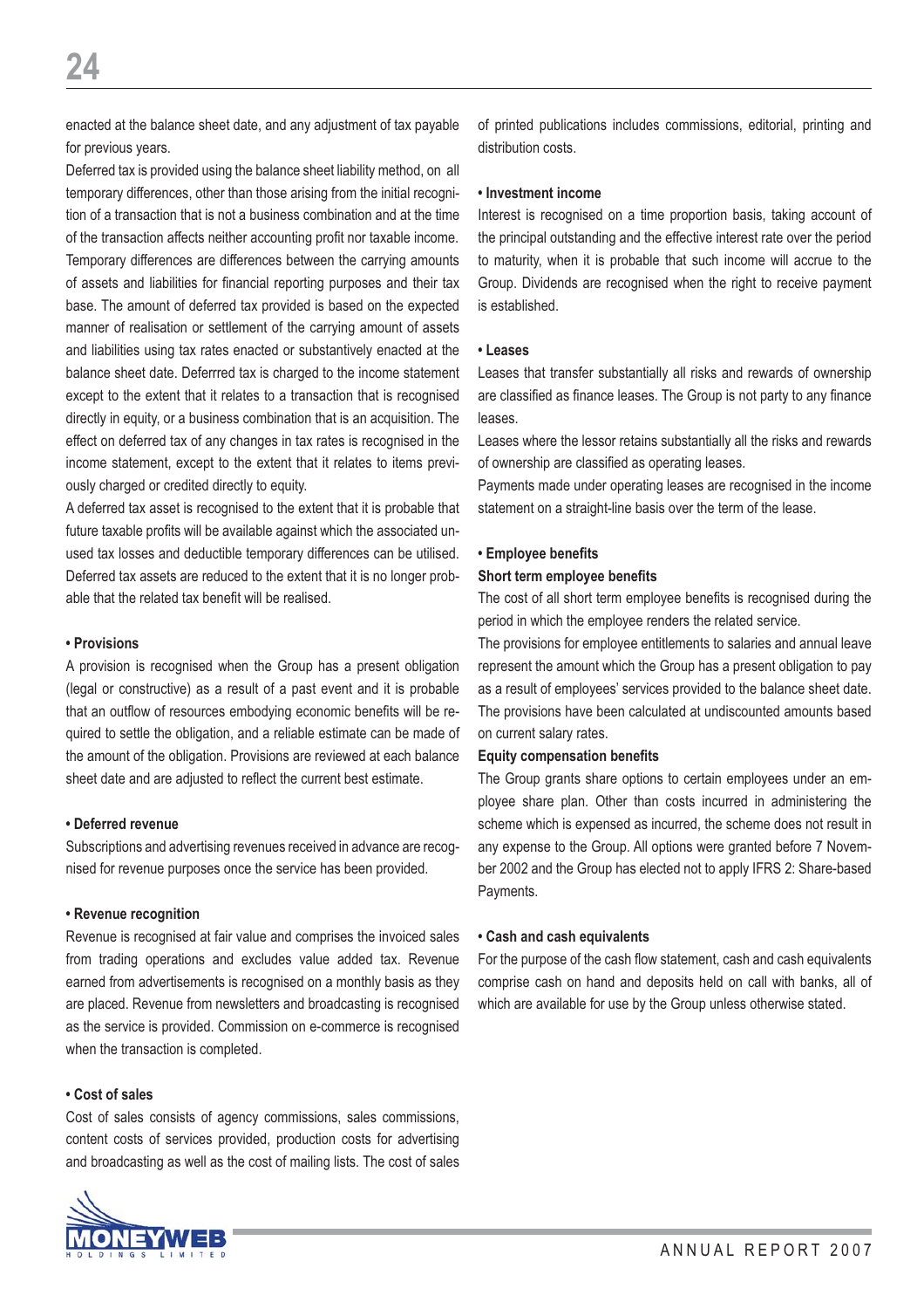enacted at the balance sheet date, and any adjustment of tax payable for previous years.

Deferred tax is provided using the balance sheet liability method, on all temporary differences, other than those arising from the initial recognition of a transaction that is not a business combination and at the time of the transaction affects neither accounting profit nor taxable income. Temporary differences are differences between the carrying amounts of assets and liabilities for financial reporting purposes and their tax base. The amount of deferred tax provided is based on the expected manner of realisation or settlement of the carrying amount of assets and liabilities using tax rates enacted or substantively enacted at the balance sheet date. Deferrred tax is charged to the income statement except to the extent that it relates to a transaction that is recognised directly in equity, or a business combination that is an acquisition. The effect on deferred tax of any changes in tax rates is recognised in the income statement, except to the extent that it relates to items previously charged or credited directly to equity.

A deferred tax asset is recognised to the extent that it is probable that future taxable profits will be available against which the associated unused tax losses and deductible temporary differences can be utilised. Deferred tax assets are reduced to the extent that it is no longer probable that the related tax benefit will be realised.

**• Provisions**

A provision is recognised when the Group has a present obligation (legal or constructive) as a result of a past event and it is probable that an outflow of resources embodying economic benefits will be required to settle the obligation, and a reliable estimate can be made of the amount of the obligation. Provisions are reviewed at each balance sheet date and are adjusted to reflect the current best estimate.

**• Deferred revenue**

Subscriptions and advertising revenues received in advance are recognised for revenue purposes once the service has been provided.

**• Revenue recognition**

Revenue is recognised at fair value and comprises the invoiced sales from trading operations and excludes value added tax. Revenue earned from advertisements is recognised on a monthly basis as they are placed. Revenue from newsletters and broadcasting is recognised as the service is provided. Commission on e-commerce is recognised when the transaction is completed.

**• Cost of sales**

Cost of sales consists of agency commissions, sales commissions, content costs of services provided, production costs for advertising and broadcasting as well as the cost of mailing lists. The cost of sales of printed publications includes commissions, editorial, printing and distribution costs.

**• Investment income**

Interest is recognised on a time proportion basis, taking account of the principal outstanding and the effective interest rate over the period to maturity, when it is probable that such income will accrue to the Group. Dividends are recognised when the right to receive payment is established.

**• Leases**

Leases that transfer substantially all risks and rewards of ownership are classified as finance leases. The Group is not party to any finance leases.

Leases where the lessor retains substantially all the risks and rewards of ownership are classified as operating leases.

Payments made under operating leases are recognised in the income statement on a straight-line basis over the term of the lease.

**• Employee benefits**

**Short term employee benefits**

The cost of all short term employee benefits is recognised during the period in which the employee renders the related service.

The provisions for employee entitlements to salaries and annual leave represent the amount which the Group has a present obligation to pay as a result of employees' services provided to the balance sheet date. The provisions have been calculated at undiscounted amounts based on current salary rates.

**Equity compensation benefits**

The Group grants share options to certain employees under an employee share plan. Other than costs incurred in administering the scheme which is expensed as incurred, the scheme does not result in any expense to the Group. All options were granted before 7 November 2002 and the Group has elected not to apply IFRS 2: Share-based Payments.

**• Cash and cash equivalents**

For the purpose of the cash flow statement, cash and cash equivalents comprise cash on hand and deposits held on call with banks, all of which are available for use by the Group unless otherwise stated.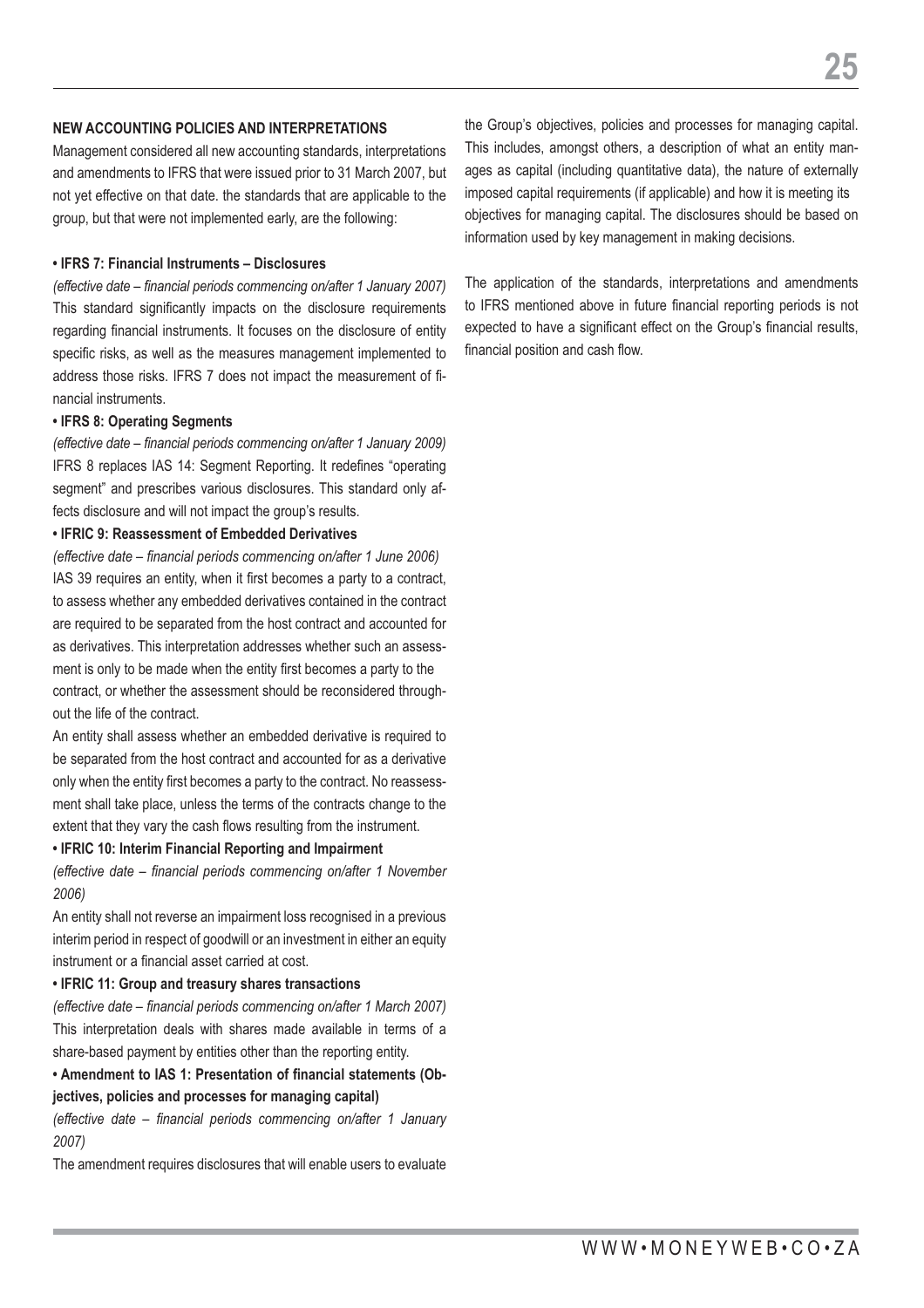## NEW ACCOUNTING POLICIES AND INTERPRETATIONS

Management considered all new accounting standards, interpretations and amendments to IFRS that were issued prior to 31 March 2007, but not yet effective on that date. the standards that are applicable to the group, but that were not implemented early, are the following:

**• IFRS 7: Financial Instruments – Disclosures**

*(effective date – financial periods commencing on/after 1 January 2007)*

This standard significantly impacts on the disclosure requirements regarding financial instruments. It focuses on the disclosure of entity specific risks, as well as the measures management implemented to address those risks. IFRS 7 does not impact the measurement of financial instruments.

**• IFRS 8: Operating Segments**

*(effective date – financial periods commencing on/after 1 January 2009)*

IFRS 8 replaces IAS 14: Segment Reporting. It redefines "operating segment" and prescribes various disclosures. This standard only affects disclosure and will not impact the group's results.

**• IFRIC 9: Reassessment of Embedded Derivatives**

*(effective date – financial periods commencing on/after 1 June 2006)*

IAS 39 requires an entity, when it first becomes a party to a contract, to assess whether any embedded derivatives contained in the contract are required to be separated from the host contract and accounted for as derivatives. This interpretation addresses whether such an assessment is only to be made when the entity first becomes a party to the contract, or whether the assessment should be reconsidered throughout the life of the contract.

An entity shall assess whether an embedded derivative is required to be separated from the host contract and accounted for as a derivative only when the entity first becomes a party to the contract. No reassessment shall take place, unless the terms of the contracts change to the extent that they vary the cash flows resulting from the instrument.

**• IFRIC 10: Interim Financial Reporting and Impairment**

*(effective date – financial periods commencing on/after 1 November 2006)*

An entity shall not reverse an impairment loss recognised in a previous interim period in respect of goodwill or an investment in either an equity instrument or a financial asset carried at cost.

**• IFRIC 11: Group and treasury shares transactions**

*(effective date – financial periods commencing on/after 1 March 2007)*

This interpretation deals with shares made available in terms of a share-based payment by entities other than the reporting entity.

**• Amendment to IAS 1: Presentation of financial statements (Objectives, policies and processes for managing capital)**

*(effective date – financial periods commencing on/after 1 January 2007)*

The amendment requires disclosures that will enable users to evaluate the Group's objectives, policies and processes for managing capital. This includes, amongst others, a description of what an entity manages as capital (including quantitative data), the nature of externally imposed capital requirements (if applicable) and how it is meeting its objectives for managing capital. The disclosures should be based on information used by key management in making decisions.

The application of the standards, interpretations and amendments to IFRS mentioned above in future financial reporting periods is not expected to have a significant effect on the Group's financial results, financial position and cash flow.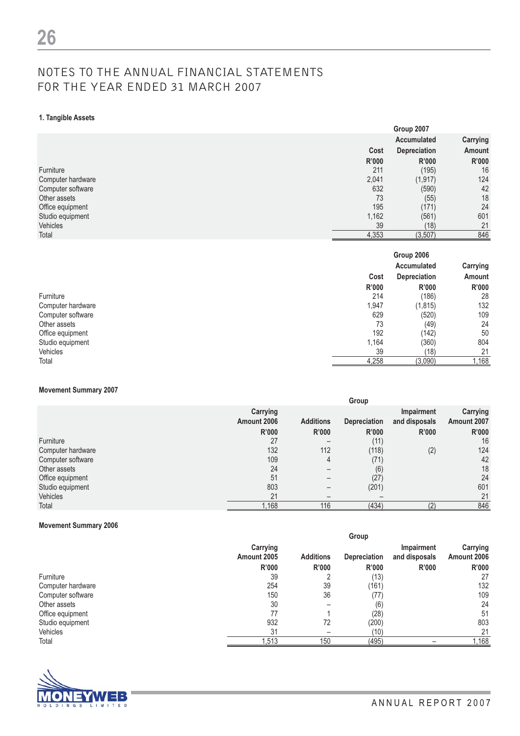# NOTES TO THE ANNUAL FINANCIAL STATEMENTS FOR THE YEAR ENDED 31 MARCH 2007

### 1. Tangible Assets

| | Group 2007 | | |
|---|---|---|---|
| | Cost | Accumulated Depreciation | Carrying Amount |
| | R'000 | R'000 | R'000 |
| Furniture | 211 | (195) | 16 |
| Computer hardware | 2,041 | (1,917) | 124 |
| Computer software | 632 | (590) | 42 |
| Other assets | 73 | (55) | 18 |
| Office equipment | 195 | (171) | 24 |
| Studio equipment | 1,162 | (561) | 601 |
| Vehicles | 39 | (18) | 21 |
| Total | 4,353 | (3,507) | 846 |

| | Group 2006 | | |
|---|---|---|---|
| | Cost | Accumulated Depreciation | Carrying Amount |
| | R'000 | R'000 | R'000 |
| Furniture | 214 | (186) | 28 |
| Computer hardware | 1,947 | (1,815) | 132 |
| Computer software | 629 | (520) | 109 |
| Other assets | 73 | (49) | 24 |
| Office equipment | 192 | (142) | 50 |
| Studio equipment | 1,164 | (360) | 804 |
| Vehicles | 39 | (18) | 21 |
| Total | 4,258 | (3,090) | 1,168 |

### Movement Summary 2007

| | Group | | | | |
|---|---|---|---|---|---|
| | Carrying Amount 2006 | Additions | Depreciation | Impairment and disposals | Carrying Amount 2007 |
| | R'000 | R'000 | R'000 | R'000 | R'000 |
| Furniture | 27 | – | (11) | | 16 |
| Computer hardware | 132 | 112 | (118) | (2) | 124 |
| Computer software | 109 | 4 | (71) | | 42 |
| Other assets | 24 | – | (6) | | 18 |
| Office equipment | 51 | – | (27) | | 24 |
| Studio equipment | 803 | – | (201) | | 601 |
| Vehicles | 21 | – | – | | 21 |
| Total | 1,168 | 116 | (434) | (2) | 846 |

### Movement Summary 2006

| | Group | | | | |
|---|---|---|---|---|---|
| | Carrying Amount 2005 | Additions | Depreciation | Impairment and disposals | Carrying Amount 2006 |
| | R'000 | R'000 | R'000 | R'000 | R'000 |
| Furniture | 39 | 2 | (13) | | 27 |
| Computer hardware | 254 | 39 | (161) | | 132 |
| Computer software | 150 | 36 | (77) | | 109 |
| Other assets | 30 | – | (6) | | 24 |
| Office equipment | 77 | 1 | (28) | | 51 |
| Studio equipment | 932 | 72 | (200) | | 803 |
| Vehicles | 31 | – | (10) | | 21 |
| Total | 1,513 | 150 | (495) | – | 1,168 |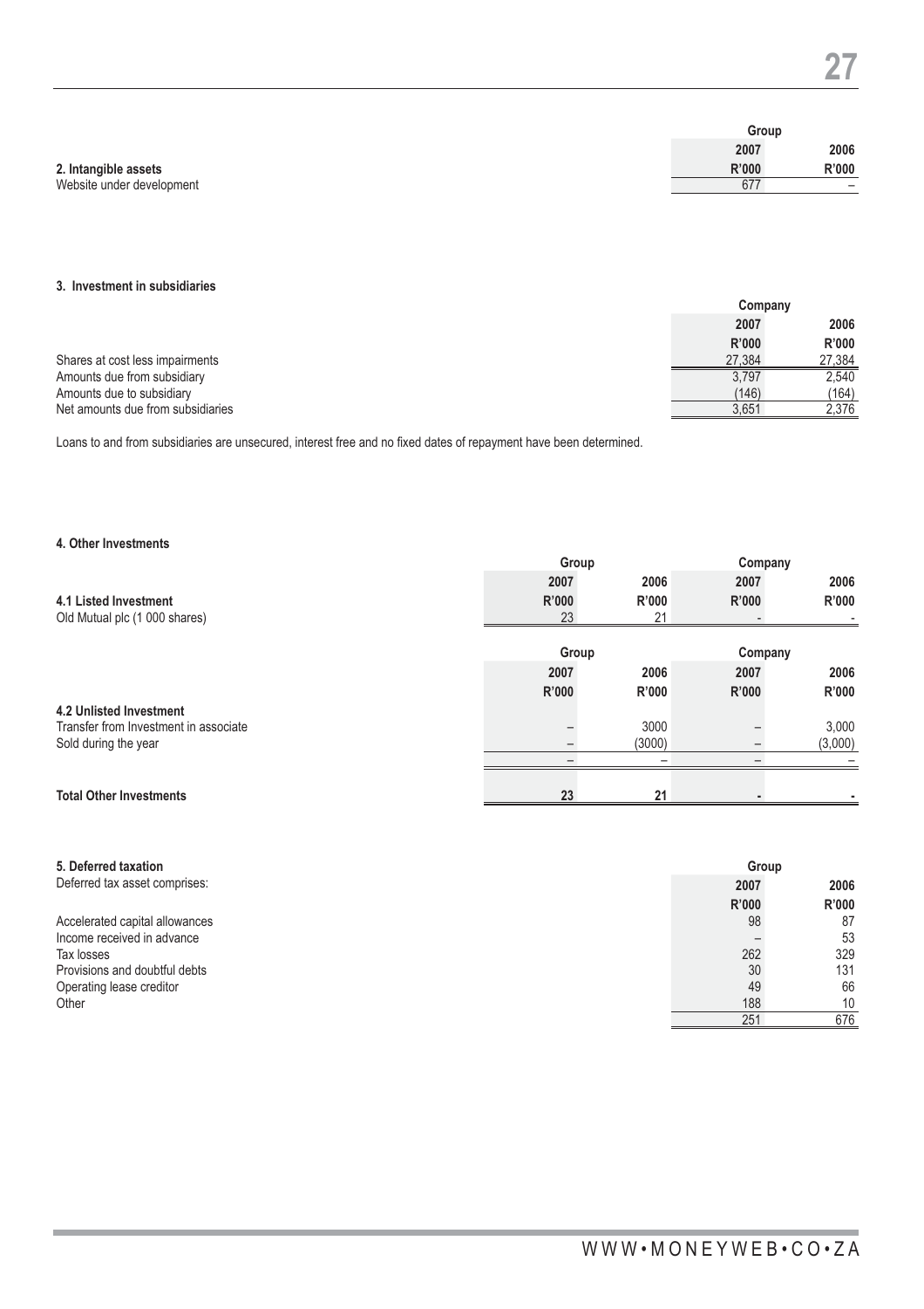| | Group | |
|---|---|---|
| | 2007 | 2006 |
| **2. Intangible assets** | **R'000** | **R'000** |
| Website under development | 677 | – |

**3. Investment in subsidiaries**

| | Company | |
|---|---|---|
| | 2007 | 2006 |
| | R'000 | R'000 |
| Shares at cost less impairments | 27,384 | 27,384 |
| Amounts due from subsidiary | 3,797 | 2,540 |
| Amounts due to subsidiary | (146) | (164) |
| Net amounts due from subsidiaries | 3,651 | 2,376 |

Loans to and from subsidiaries are unsecured, interest free and no fixed dates of repayment have been determined.

**4. Other Investments**

| | Group | | Company | |
|---|---|---|---|---|
| | 2007 | 2006 | 2007 | 2006 |
| **4.1 Listed Investment** | **R'000** | **R'000** | **R'000** | **R'000** |
| Old Mutual plc (1 000 shares) | 23 | 21 | - | - |

| | Group | | Company | |
|---|---|---|---|---|
| | 2007 | 2006 | 2007 | 2006 |
| | R'000 | R'000 | R'000 | R'000 |
| **4.2 Unlisted Investment** | | | | |
| Transfer from Investment in associate | – | 3000 | – | 3,000 |
| Sold during the year | – | (3000) | – | (3,000) |
| | – | – | – | – |
| **Total Other Investments** | **23** | **21** | **-** | **-** |

**5. Deferred taxation**

| Deferred tax asset comprises: | Group | |
|---|---|---|
| | 2007 | 2006 |
| | R'000 | R'000 |
| Accelerated capital allowances | 98 | 87 |
| Income received in advance | – | 53 |
| Tax losses | 262 | 329 |
| Provisions and doubtful debts | 30 | 131 |
| Operating lease creditor | 49 | 66 |
| Other | 188 | 10 |
| | 251 | 676 |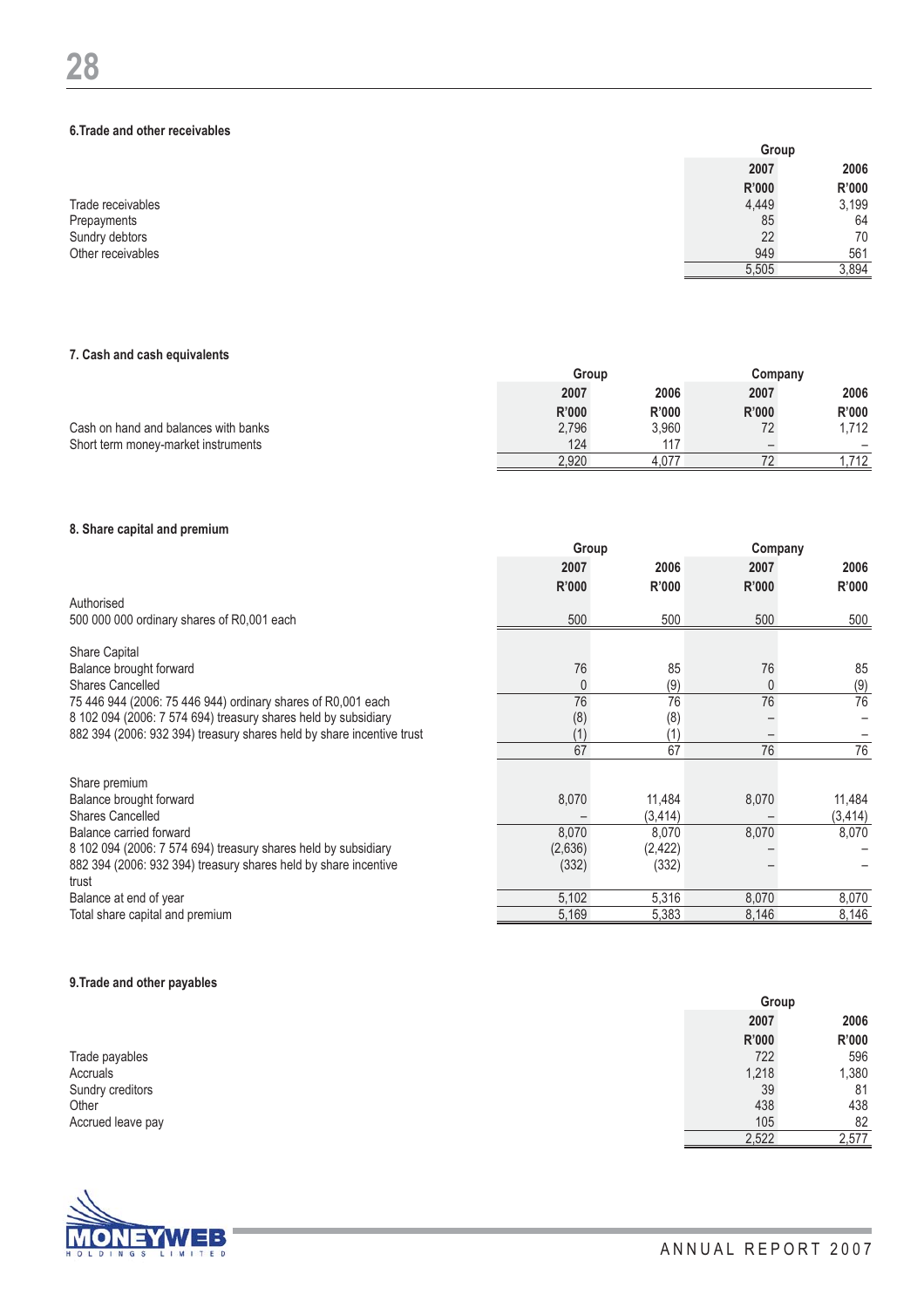### 6. Trade and other receivables

| | Group | |
|---|---|---|
| | 2007 | 2006 |
| | R'000 | R'000 |
| Trade receivables | 4,449 | 3,199 |
| Prepayments | 85 | 64 |
| Sundry debtors | 22 | 70 |
| Other receivables | 949 | 561 |
| | 5,505 | 3,894 |

### 7. Cash and cash equivalents

| | Group | | Company | |
|---|---|---|---|---|
| | 2007 | 2006 | 2007 | 2006 |
| | R'000 | R'000 | R'000 | R'000 |
| Cash on hand and balances with banks | 2,796 | 3,960 | 72 | 1,712 |
| Short term money-market instruments | 124 | 117 | – | – |
| | 2,920 | 4,077 | 72 | 1,712 |

### 8. Share capital and premium

| | Group | | Company | |
|---|---|---|---|---|
| | 2007 | 2006 | 2007 | 2006 |
| | R'000 | R'000 | R'000 | R'000 |
| Authorised | | | | |
| 500 000 000 ordinary shares of R0,001 each | 500 | 500 | 500 | 500 |
| | | | | |
| Share Capital | | | | |
| Balance brought forward | 76 | 85 | 76 | 85 |
| Shares Cancelled | 0 | (9) | 0 | (9) |
| 75 446 944 (2006: 75 446 944) ordinary shares of R0,001 each | 76 | 76 | 76 | 76 |
| 8 102 094 (2006: 7 574 694) treasury shares held by subsidiary | (8) | (8) | – | – |
| 882 394 (2006: 932 394) treasury shares held by share incentive trust | (1) | (1) | – | – |
| | 67 | 67 | 76 | 76 |
| | | | | |
| Share premium | | | | |
| Balance brought forward | 8,070 | 11,484 | 8,070 | 11,484 |
| Shares Cancelled | – | (3,414) | – | (3,414) |
| Balance carried forward | 8,070 | 8,070 | 8,070 | 8,070 |
| 8 102 094 (2006: 7 574 694) treasury shares held by subsidiary | (2,636) | (2,422) | – | – |
| 882 394 (2006: 932 394) treasury shares held by share incentive trust | (332) | (332) | – | – |
| Balance at end of year | 5,102 | 5,316 | 8,070 | 8,070 |
| Total share capital and premium | 5,169 | 5,383 | 8,146 | 8,146 |

### 9. Trade and other payables

| | Group | |
|---|---|---|
| | 2007 | 2006 |
| | R'000 | R'000 |
| Trade payables | 722 | 596 |
| Accruals | 1,218 | 1,380 |
| Sundry creditors | 39 | 81 |
| Other | 438 | 438 |
| Accrued leave pay | 105 | 82 |
| | 2,522 | 2,577 |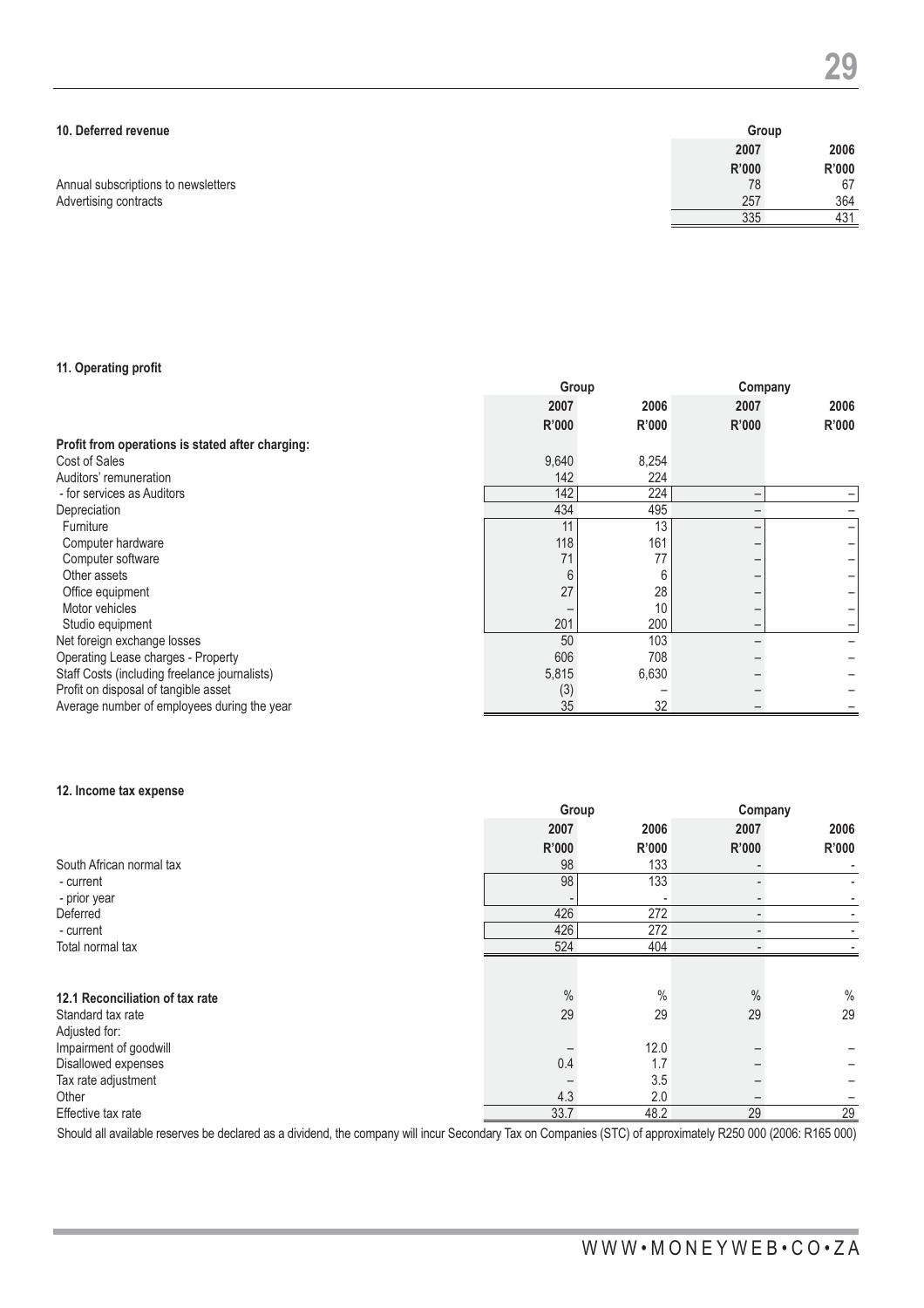### 10. Deferred revenue

| | Group | |
|---|---|---|
| | 2007 | 2006 |
| | R'000 | R'000 |
| Annual subscriptions to newsletters | 78 | 67 |
| Advertising contracts | 257 | 364 |
| | 335 | 431 |

### 11. Operating profit

| | Group | | Company | |
|---|---|---|---|---|
| | 2007 | 2006 | 2007 | 2006 |
| | R'000 | R'000 | R'000 | R'000 |
| **Profit from operations is stated after charging:** | | | | |
| Cost of Sales | 9,640 | 8,254 | | |
| Auditors' remuneration | 142 | 224 | | |
| - for services as Auditors | 142 | 224 | – | – |
| Depreciation | 434 | 495 | – | – |
| Furniture | 11 | 13 | – | – |
| Computer hardware | 118 | 161 | – | – |
| Computer software | 71 | 77 | – | – |
| Other assets | 6 | 6 | – | – |
| Office equipment | 27 | 28 | – | – |
| Motor vehicles | – | 10 | – | – |
| Studio equipment | 201 | 200 | – | – |
| Net foreign exchange losses | 50 | 103 | – | – |
| Operating Lease charges - Property | 606 | 708 | – | – |
| Staff Costs (including freelance journalists) | 5,815 | 6,630 | – | – |
| Profit on disposal of tangible asset | (3) | – | – | – |
| Average number of employees during the year | 35 | 32 | – | – |

### 12. Income tax expense

| | Group | | Company | |
|---|---|---|---|---|
| | 2007 | 2006 | 2007 | 2006 |
| | R'000 | R'000 | R'000 | R'000 |
| South African normal tax | 98 | 133 | - | - |
| - current | 98 | 133 | - | - |
| - prior year | - | - | - | - |
| Deferred | 426 | 272 | - | - |
| - current | 426 | 272 | - | - |
| Total normal tax | 524 | 404 | - | - |

| **12.1 Reconciliation of tax rate** | % | % | % | % |
|---|---|---|---|---|
| Standard tax rate | 29 | 29 | 29 | 29 |
| Adjusted for: | | | | |
| Impairment of goodwill | – | 12.0 | – | – |
| Disallowed expenses | 0.4 | 1.7 | – | – |
| Tax rate adjustment | – | 3.5 | – | – |
| Other | 4.3 | 2.0 | – | – |
| Effective tax rate | 33.7 | 48.2 | 29 | 29 |

Should all available reserves be declared as a dividend, the company will incur Secondary Tax on Companies (STC) of approximately R250 000 (2006: R165 000)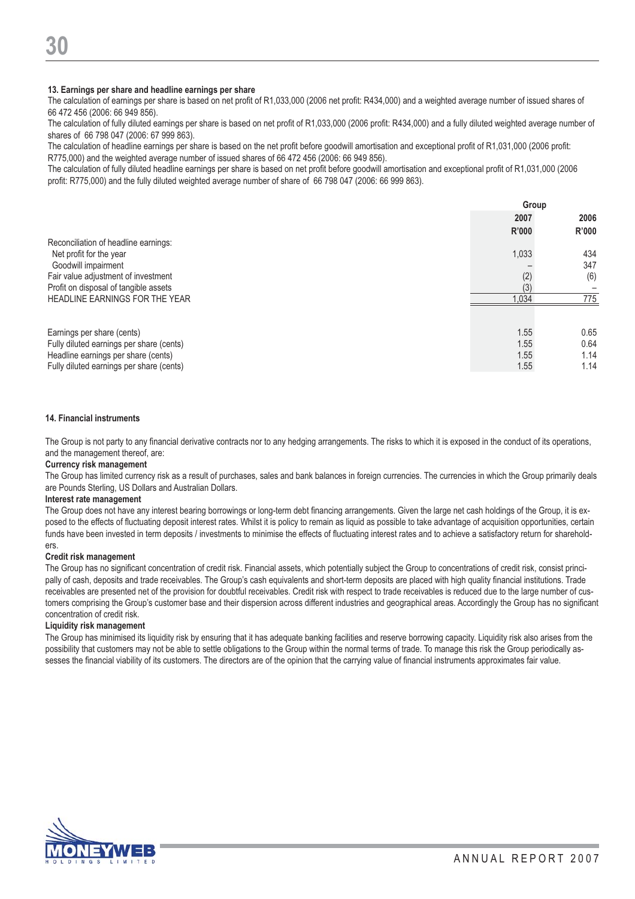### 13. Earnings per share and headline earnings per share

The calculation of earnings per share is based on net profit of R1,033,000 (2006 net profit: R434,000) and a weighted average number of issued shares of 66 472 456 (2006: 66 949 856).

The calculation of fully diluted earnings per share is based on net profit of R1,033,000 (2006 profit: R434,000) and a fully diluted weighted average number of shares of 66 798 047 (2006: 67 999 863).

The calculation of headline earnings per share is based on the net profit before goodwill amortisation and exceptional profit of R1,031,000 (2006 profit: R775,000) and the weighted average number of issued shares of 66 472 456 (2006: 66 949 856).

The calculation of fully diluted headline earnings per share is based on net profit before goodwill amortisation and exceptional profit of R1,031,000 (2006 profit: R775,000) and the fully diluted weighted average number of share of 66 798 047 (2006: 66 999 863).

| | Group | |
|---|---|---|
| | 2007 | 2006 |
| | R'000 | R'000 |
| Reconciliation of headline earnings: | | |
| Net profit for the year | 1,033 | 434 |
| Goodwill impairment | – | 347 |
| Fair value adjustment of investment | (2) | (6) |
| Profit on disposal of tangible assets | (3) | – |
| HEADLINE EARNINGS FOR THE YEAR | 1,034 | 775 |
| | | |
| Earnings per share (cents) | 1.55 | 0.65 |
| Fully diluted earnings per share (cents) | 1.55 | 0.64 |
| Headline earnings per share (cents) | 1.55 | 1.14 |
| Fully diluted earnings per share (cents) | 1.55 | 1.14 |

### 14. Financial instruments

The Group is not party to any financial derivative contracts nor to any hedging arrangements. The risks to which it is exposed in the conduct of its operations, and the management thereof, are:

**Currency risk management**

The Group has limited currency risk as a result of purchases, sales and bank balances in foreign currencies. The currencies in which the Group primarily deals are Pounds Sterling, US Dollars and Australian Dollars.

**Interest rate management**

The Group does not have any interest bearing borrowings or long-term debt financing arrangements. Given the large net cash holdings of the Group, it is exposed to the effects of fluctuating deposit interest rates. Whilst it is policy to remain as liquid as possible to take advantage of acquisition opportunities, certain funds have been invested in term deposits / investments to minimise the effects of fluctuating interest rates and to achieve a satisfactory return for shareholders.

**Credit risk management**

The Group has no significant concentration of credit risk. Financial assets, which potentially subject the Group to concentrations of credit risk, consist principally of cash, deposits and trade receivables. The Group's cash equivalents and short-term deposits are placed with high quality financial institutions. Trade receivables are presented net of the provision for doubtful receivables. Credit risk with respect to trade receivables is reduced due to the large number of customers comprising the Group's customer base and their dispersion across different industries and geographical areas. Accordingly the Group has no significant concentration of credit risk.

**Liquidity risk management**

The Group has minimised its liquidity risk by ensuring that it has adequate banking facilities and reserve borrowing capacity. Liquidity risk also arises from the possibility that customers may not be able to settle obligations to the Group within the normal terms of trade. To manage this risk the Group periodically assesses the financial viability of its customers. The directors are of the opinion that the carrying value of financial instruments approximates fair value.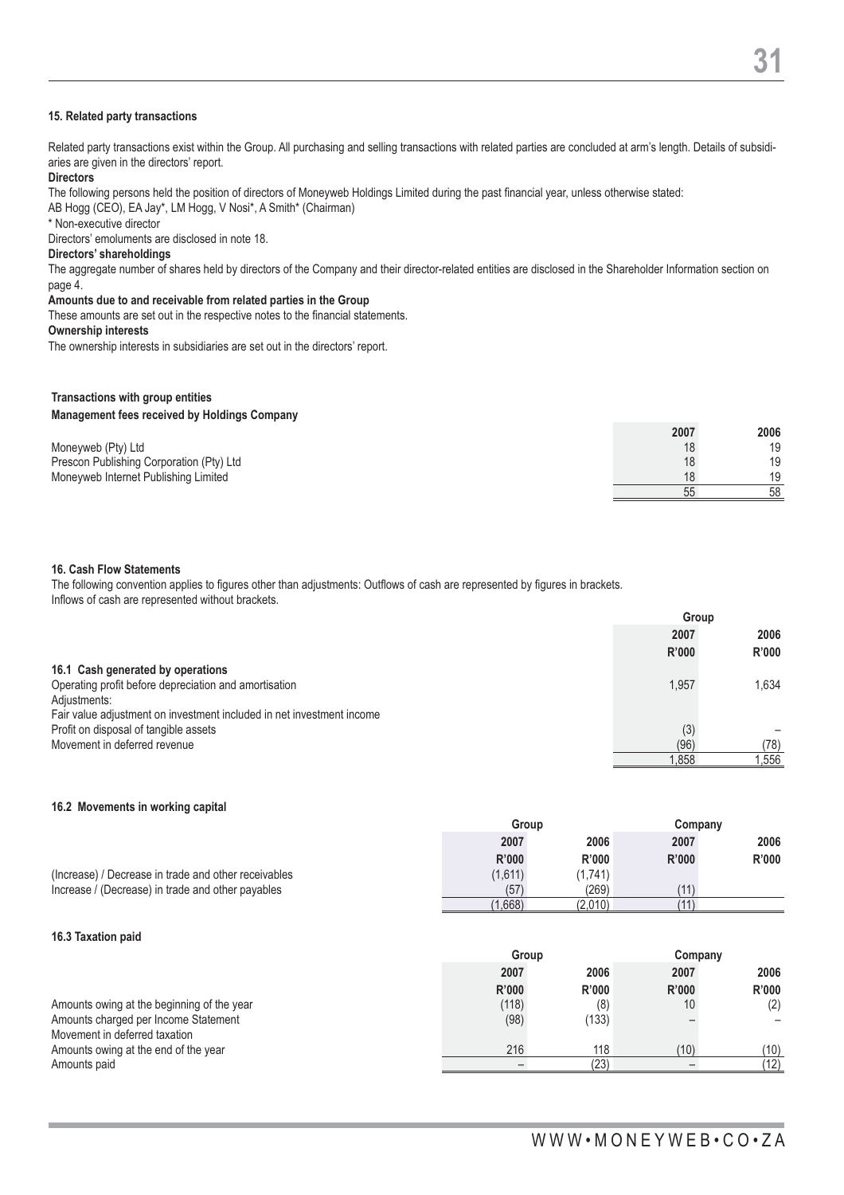**15. Related party transactions**

Related party transactions exist within the Group. All purchasing and selling transactions with related parties are concluded at arm's length. Details of subsidiaries are given in the directors' report.

**Directors**

The following persons held the position of directors of Moneyweb Holdings Limited during the past financial year, unless otherwise stated:

AB Hogg (CEO), EA Jay*, LM Hogg, V Nosi*, A Smith* (Chairman)

* Non-executive director

Directors' emoluments are disclosed in note 18.

**Directors' shareholdings**

The aggregate number of shares held by directors of the Company and their director-related entities are disclosed in the Shareholder Information section on page 4.

**Amounts due to and receivable from related parties in the Group**

These amounts are set out in the respective notes to the financial statements.

**Ownership interests**

The ownership interests in subsidiaries are set out in the directors' report.

**Transactions with group entities**

**Management fees received by Holdings Company**

| | 2007 | 2006 |
|---|---|---|
| Moneyweb (Pty) Ltd | 18 | 19 |
| Prescon Publishing Corporation (Pty) Ltd | 18 | 19 |
| Moneyweb Internet Publishing Limited | 18 | 19 |
| | 55 | 58 |

**16. Cash Flow Statements**

The following convention applies to figures other than adjustments: Outflows of cash are represented by figures in brackets.
Inflows of cash are represented without brackets.

| | Group | |
|---|---|---|
| | 2007 | 2006 |
| | R'000 | R'000 |
| **16.1 Cash generated by operations** | | |
| Operating profit before depreciation and amortisation | 1,957 | 1,634 |
| Adjustments: | | |
| Fair value adjustment on investment included in net investment income | | |
| Profit on disposal of tangible assets | (3) | – |
| Movement in deferred revenue | (96) | (78) |
| | 1,858 | 1,556 |

**16.2 Movements in working capital**

| | Group | | Company | |
|---|---|---|---|---|
| | 2007 | 2006 | 2007 | 2006 |
| | R'000 | R'000 | R'000 | R'000 |
| (Increase) / Decrease in trade and other receivables | (1,611) | (1,741) | | |
| Increase / (Decrease) in trade and other payables | (57) | (269) | (11) | |
| | (1,668) | (2,010) | (11) | |

**16.3 Taxation paid**

| | Group | | Company | |
|---|---|---|---|---|
| | 2007 | 2006 | 2007 | 2006 |
| | R'000 | R'000 | R'000 | R'000 |
| Amounts owing at the beginning of the year | (118) | (8) | 10 | (2) |
| Amounts charged per Income Statement | (98) | (133) | – | – |
| Movement in deferred taxation | | | | |
| Amounts owing at the end of the year | 216 | 118 | (10) | (10) |
| Amounts paid | – | (23) | – | (12) |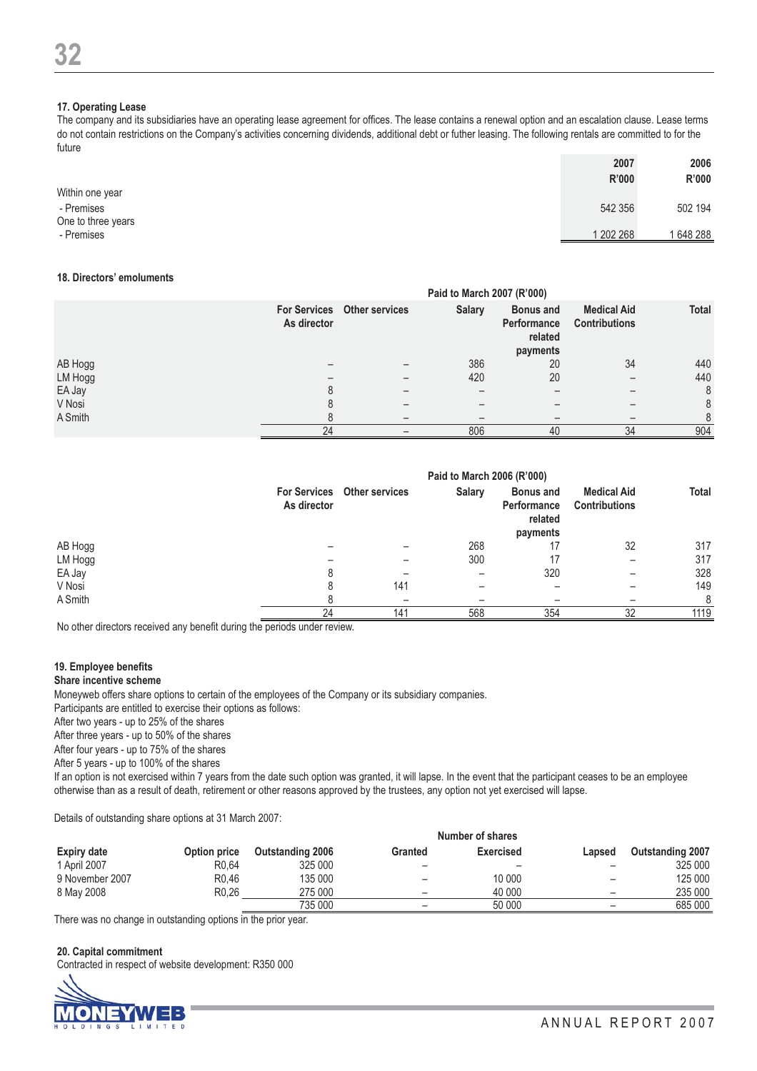## 17. Operating Lease

The company and its subsidiaries have an operating lease agreement for offices. The lease contains a renewal option and an escalation clause. Lease terms do not contain restrictions on the Company's activities concerning dividends, additional debt or futher leasing. The following rentals are committed to for the future

| | 2007 R'000 | 2006 R'000 |
|---|---|---|
| Within one year | | |
| - Premises | 542 356 | 502 194 |
| One to three years | | |
| - Premises | 1 202 268 | 1 648 288 |

## 18. Directors' emoluments

| | Paid to March 2007 (R'000) | | | | | |
|---|---|---|---|---|---|---|
| | For Services As director | Other services | Salary | Bonus and Performance related payments | Medical Aid Contributions | Total |
| AB Hogg | – | – | 386 | 20 | 34 | 440 |
| LM Hogg | – | – | 420 | 20 | – | 440 |
| EA Jay | 8 | – | – | – | – | 8 |
| V Nosi | 8 | – | – | – | – | 8 |
| A Smith | 8 | – | – | – | – | 8 |
| | 24 | – | 806 | 40 | 34 | 904 |

| | Paid to March 2006 (R'000) | | | | | |
|---|---|---|---|---|---|---|
| | For Services As director | Other services | Salary | Bonus and Performance related payments | Medical Aid Contributions | Total |
| AB Hogg | – | – | 268 | 17 | 32 | 317 |
| LM Hogg | – | – | 300 | 17 | – | 317 |
| EA Jay | 8 | – | – | 320 | – | 328 |
| V Nosi | 8 | 141 | – | – | – | 149 |
| A Smith | 8 | – | – | – | – | 8 |
| | 24 | 141 | 568 | 354 | 32 | 1119 |

No other directors received any benefit during the periods under review.

## 19. Employee benefits

**Share incentive scheme**

Moneyweb offers share options to certain of the employees of the Company or its subsidiary companies.

Participants are entitled to exercise their options as follows:

After two years - up to 25% of the shares
After three years - up to 50% of the shares
After four years - up to 75% of the shares
After 5 years - up to 100% of the shares

If an option is not exercised within 7 years from the date such option was granted, it will lapse. In the event that the participant ceases to be an employee otherwise than as a result of death, retirement or other reasons approved by the trustees, any option not yet exercised will lapse.

Details of outstanding share options at 31 March 2007:

| | | Number of shares | | | | |
|---|---|---|---|---|---|---|
| Expiry date | Option price | Outstanding 2006 | Granted | Exercised | Lapsed | Outstanding 2007 |
| 1 April 2007 | R0,64 | 325 000 | – | – | – | 325 000 |
| 9 November 2007 | R0,46 | 135 000 | – | 10 000 | – | 125 000 |
| 8 May 2008 | R0,26 | 275 000 | – | 40 000 | – | 235 000 |
| | | 735 000 | – | 50 000 | – | 685 000 |

There was no change in outstanding options in the prior year.

## 20. Capital commitment

Contracted in respect of website development: R350 000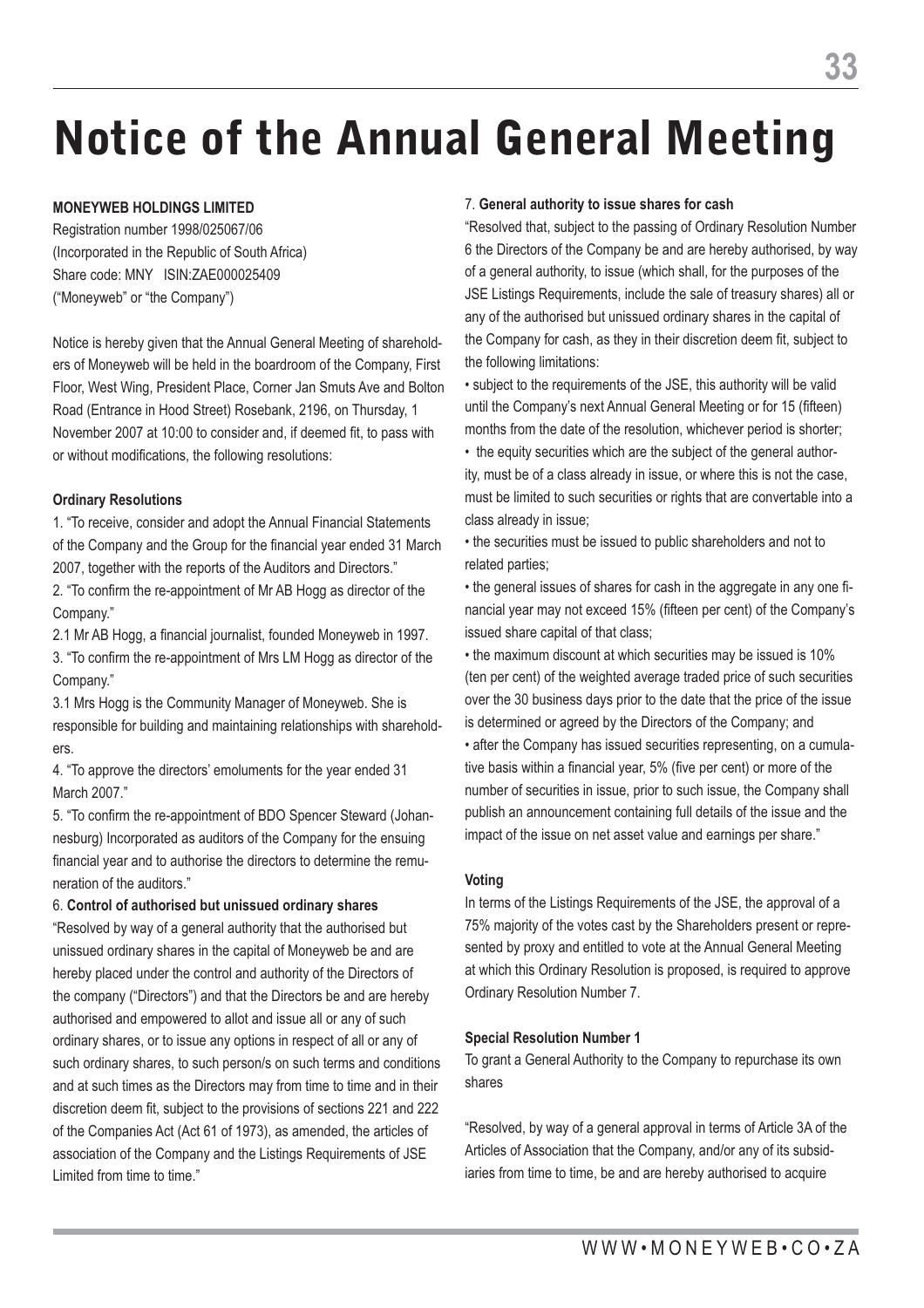# Notice of the Annual General Meeting

**MONEYWEB HOLDINGS LIMITED**
Registration number 1998/025067/06
(Incorporated in the Republic of South Africa)
Share code: MNY ISIN:ZAE000025409
("Moneyweb" or "the Company")

Notice is hereby given that the Annual General Meeting of shareholders of Moneyweb will be held in the boardroom of the Company, First Floor, West Wing, President Place, Corner Jan Smuts Ave and Bolton Road (Entrance in Hood Street) Rosebank, 2196, on Thursday, 1 November 2007 at 10:00 to consider and, if deemed fit, to pass with or without modifications, the following resolutions:

**Ordinary Resolutions**

1. "To receive, consider and adopt the Annual Financial Statements of the Company and the Group for the financial year ended 31 March 2007, together with the reports of the Auditors and Directors."

2. "To confirm the re-appointment of Mr AB Hogg as director of the Company."

2.1 Mr AB Hogg, a financial journalist, founded Moneyweb in 1997.

3. "To confirm the re-appointment of Mrs LM Hogg as director of the Company."

3.1 Mrs Hogg is the Community Manager of Moneyweb. She is responsible for building and maintaining relationships with shareholders.

4. "To approve the directors' emoluments for the year ended 31 March 2007."

5. "To confirm the re-appointment of BDO Spencer Steward (Johannesburg) Incorporated as auditors of the Company for the ensuing financial year and to authorise the directors to determine the remuneration of the auditors."

6. **Control of authorised but unissued ordinary shares**

"Resolved by way of a general authority that the authorised but unissued ordinary shares in the capital of Moneyweb be and are hereby placed under the control and authority of the Directors of the company ("Directors") and that the Directors be and are hereby authorised and empowered to allot and issue all or any of such ordinary shares, or to issue any options in respect of all or any of such ordinary shares, to such person/s on such terms and conditions and at such times as the Directors may from time to time and in their discretion deem fit, subject to the provisions of sections 221 and 222 of the Companies Act (Act 61 of 1973), as amended, the articles of association of the Company and the Listings Requirements of JSE Limited from time to time."

7. **General authority to issue shares for cash**

"Resolved that, subject to the passing of Ordinary Resolution Number 6 the Directors of the Company be and are hereby authorised, by way of a general authority, to issue (which shall, for the purposes of the JSE Listings Requirements, include the sale of treasury shares) all or any of the authorised but unissued ordinary shares in the capital of the Company for cash, as they in their discretion deem fit, subject to the following limitations:

- subject to the requirements of the JSE, this authority will be valid until the Company's next Annual General Meeting or for 15 (fifteen) months from the date of the resolution, whichever period is shorter;
- the equity securities which are the subject of the general authority, must be of a class already in issue, or where this is not the case, must be limited to such securities or rights that are convertable into a class already in issue;
- the securities must be issued to public shareholders and not to related parties;
- the general issues of shares for cash in the aggregate in any one financial year may not exceed 15% (fifteen per cent) of the Company's issued share capital of that class;
- the maximum discount at which securities may be issued is 10% (ten per cent) of the weighted average traded price of such securities over the 30 business days prior to the date that the price of the issue is determined or agreed by the Directors of the Company; and
- after the Company has issued securities representing, on a cumulative basis within a financial year, 5% (five per cent) or more of the number of securities in issue, prior to such issue, the Company shall publish an announcement containing full details of the issue and the impact of the issue on net asset value and earnings per share."

**Voting**

In terms of the Listings Requirements of the JSE, the approval of a 75% majority of the votes cast by the Shareholders present or represented by proxy and entitled to vote at the Annual General Meeting at which this Ordinary Resolution is proposed, is required to approve Ordinary Resolution Number 7.

**Special Resolution Number 1**

To grant a General Authority to the Company to repurchase its own shares

"Resolved, by way of a general approval in terms of Article 3A of the Articles of Association that the Company, and/or any of its subsidiaries from time to time, be and are hereby authorised to acquire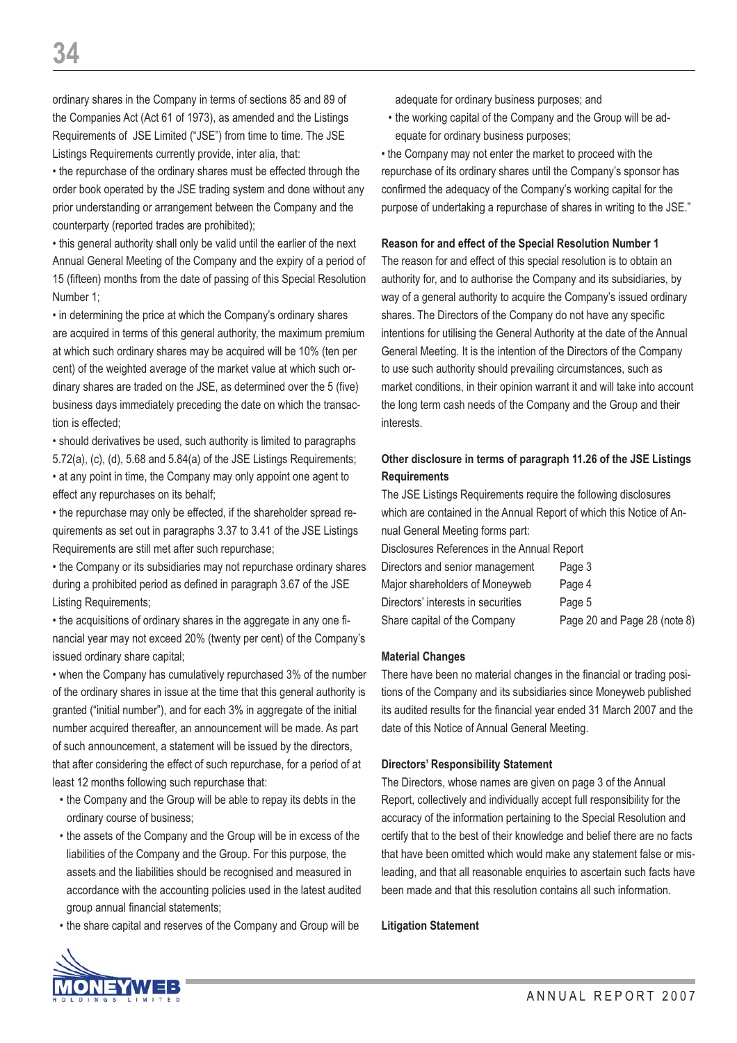ordinary shares in the Company in terms of sections 85 and 89 of the Companies Act (Act 61 of 1973), as amended and the Listings Requirements of JSE Limited ("JSE") from time to time. The JSE Listings Requirements currently provide, inter alia, that:

• the repurchase of the ordinary shares must be effected through the order book operated by the JSE trading system and done without any prior understanding or arrangement between the Company and the counterparty (reported trades are prohibited);

• this general authority shall only be valid until the earlier of the next Annual General Meeting of the Company and the expiry of a period of 15 (fifteen) months from the date of passing of this Special Resolution Number 1;

• in determining the price at which the Company's ordinary shares are acquired in terms of this general authority, the maximum premium at which such ordinary shares may be acquired will be 10% (ten per cent) of the weighted average of the market value at which such ordinary shares are traded on the JSE, as determined over the 5 (five) business days immediately preceding the date on which the transaction is effected;

• should derivatives be used, such authority is limited to paragraphs 5.72(a), (c), (d), 5.68 and 5.84(a) of the JSE Listings Requirements;

• at any point in time, the Company may only appoint one agent to effect any repurchases on its behalf;

• the repurchase may only be effected, if the shareholder spread requirements as set out in paragraphs 3.37 to 3.41 of the JSE Listings Requirements are still met after such repurchase;

• the Company or its subsidiaries may not repurchase ordinary shares during a prohibited period as defined in paragraph 3.67 of the JSE Listing Requirements;

• the acquisitions of ordinary shares in the aggregate in any one financial year may not exceed 20% (twenty per cent) of the Company's issued ordinary share capital;

• when the Company has cumulatively repurchased 3% of the number of the ordinary shares in issue at the time that this general authority is granted ("initial number"), and for each 3% in aggregate of the initial number acquired thereafter, an announcement will be made. As part of such announcement, a statement will be issued by the directors, that after considering the effect of such repurchase, for a period of at least 12 months following such repurchase that:

  - the Company and the Group will be able to repay its debts in the ordinary course of business;
  - the assets of the Company and the Group will be in excess of the liabilities of the Company and the Group. For this purpose, the assets and the liabilities should be recognised and measured in accordance with the accounting policies used in the latest audited group annual financial statements;
  - the share capital and reserves of the Company and Group will be adequate for ordinary business purposes; and
  - the working capital of the Company and the Group will be adequate for ordinary business purposes;

• the Company may not enter the market to proceed with the repurchase of its ordinary shares until the Company's sponsor has confirmed the adequacy of the Company's working capital for the purpose of undertaking a repurchase of shares in writing to the JSE."

**Reason for and effect of the Special Resolution Number 1**

The reason for and effect of this special resolution is to obtain an authority for, and to authorise the Company and its subsidiaries, by way of a general authority to acquire the Company's issued ordinary shares. The Directors of the Company do not have any specific intentions for utilising the General Authority at the date of the Annual General Meeting. It is the intention of the Directors of the Company to use such authority should prevailing circumstances, such as market conditions, in their opinion warrant it and will take into account the long term cash needs of the Company and the Group and their interests.

**Other disclosure in terms of paragraph 11.26 of the JSE Listings Requirements**

The JSE Listings Requirements require the following disclosures which are contained in the Annual Report of which this Notice of Annual General Meeting forms part:

| Disclosures | References in the Annual Report |
|---|---|
| Directors and senior management | Page 3 |
| Major shareholders of Moneyweb | Page 4 |
| Directors' interests in securities | Page 5 |
| Share capital of the Company | Page 20 and Page 28 (note 8) |

**Material Changes**

There have been no material changes in the financial or trading positions of the Company and its subsidiaries since Moneyweb published its audited results for the financial year ended 31 March 2007 and the date of this Notice of Annual General Meeting.

**Directors' Responsibility Statement**

The Directors, whose names are given on page 3 of the Annual Report, collectively and individually accept full responsibility for the accuracy of the information pertaining to the Special Resolution and certify that to the best of their knowledge and belief there are no facts that have been omitted which would make any statement false or misleading, and that all reasonable enquiries to ascertain such facts have been made and that this resolution contains all such information.

**Litigation Statement**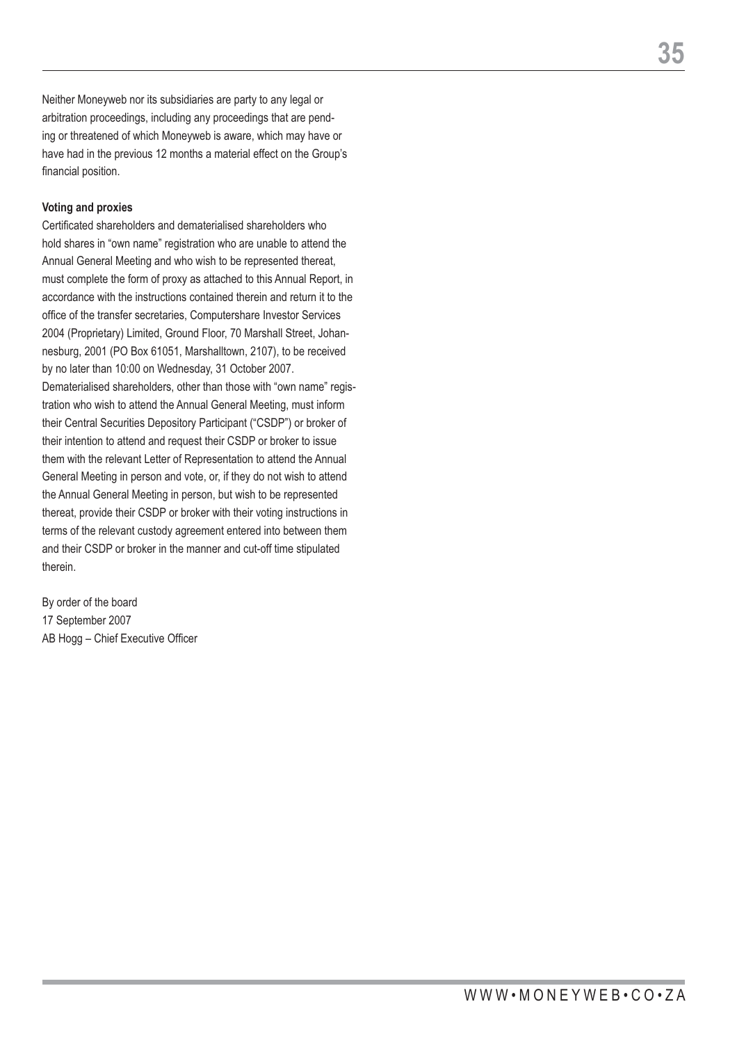Neither Moneyweb nor its subsidiaries are party to any legal or arbitration proceedings, including any proceedings that are pending or threatened of which Moneyweb is aware, which may have or have had in the previous 12 months a material effect on the Group's financial position.

**Voting and proxies**

Certificated shareholders and dematerialised shareholders who hold shares in "own name" registration who are unable to attend the Annual General Meeting and who wish to be represented thereat, must complete the form of proxy as attached to this Annual Report, in accordance with the instructions contained therein and return it to the office of the transfer secretaries, Computershare Investor Services 2004 (Proprietary) Limited, Ground Floor, 70 Marshall Street, Johannesburg, 2001 (PO Box 61051, Marshalltown, 2107), to be received by no later than 10:00 on Wednesday, 31 October 2007.
Dematerialised shareholders, other than those with "own name" registration who wish to attend the Annual General Meeting, must inform their Central Securities Depository Participant ("CSDP") or broker of their intention to attend and request their CSDP or broker to issue them with the relevant Letter of Representation to attend the Annual General Meeting in person and vote, or, if they do not wish to attend the Annual General Meeting in person, but wish to be represented thereat, provide their CSDP or broker with their voting instructions in terms of the relevant custody agreement entered into between them and their CSDP or broker in the manner and cut-off time stipulated therein.

By order of the board
17 September 2007
AB Hogg – Chief Executive Officer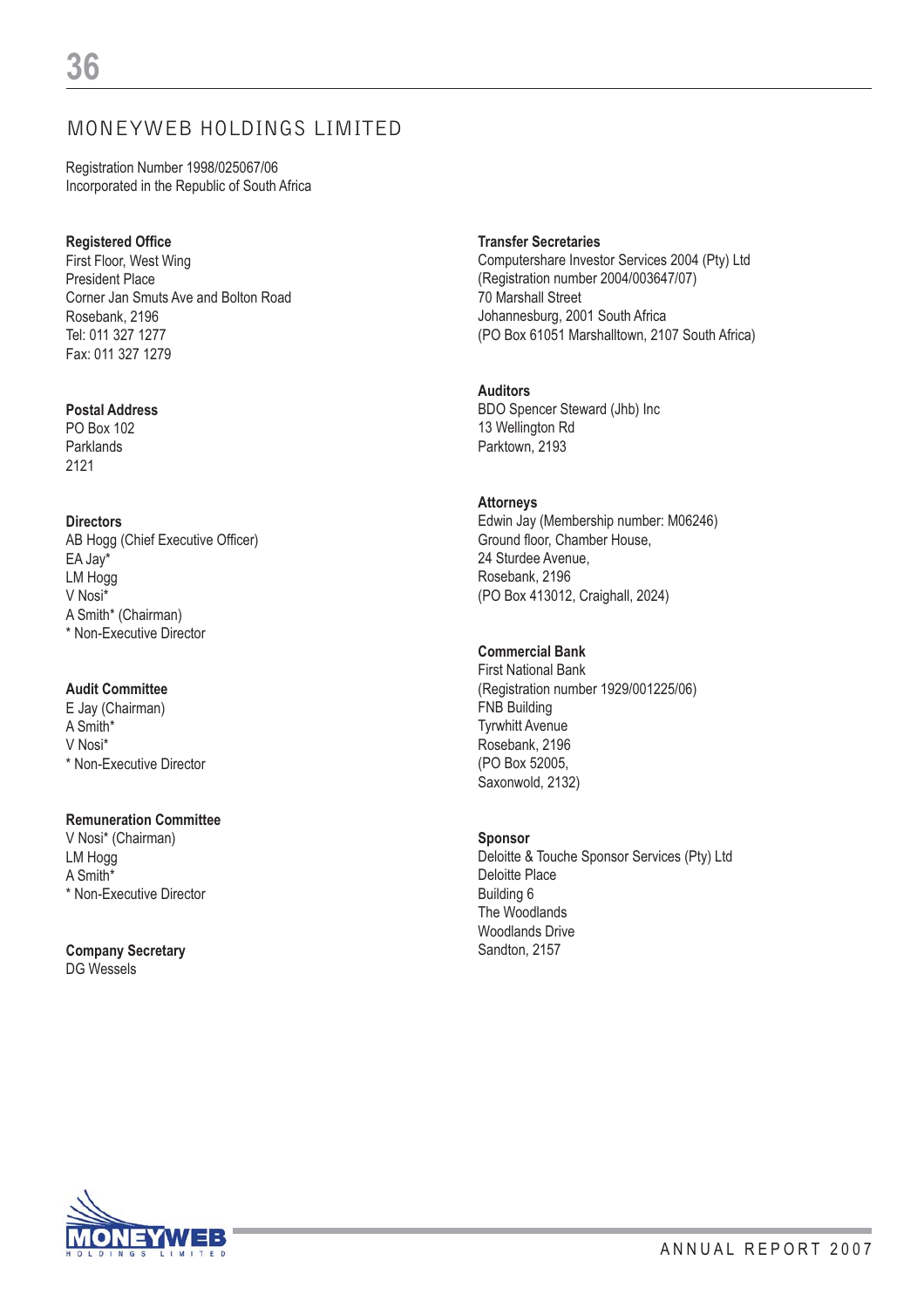# MONEYWEB HOLDINGS LIMITED

Registration Number 1998/025067/06
Incorporated in the Republic of South Africa

**Registered Office**
First Floor, West Wing
President Place
Corner Jan Smuts Ave and Bolton Road
Rosebank, 2196
Tel: 011 327 1277
Fax: 011 327 1279

**Postal Address**
PO Box 102
Parklands
2121

**Directors**
AB Hogg (Chief Executive Officer)
EA Jay*
LM Hogg
V Nosi*
A Smith* (Chairman)
* Non-Executive Director

**Audit Committee**
E Jay (Chairman)
A Smith*
V Nosi*
* Non-Executive Director

**Remuneration Committee**
V Nosi* (Chairman)
LM Hogg
A Smith*
* Non-Executive Director

**Company Secretary**
DG Wessels

**Transfer Secretaries**
Computershare Investor Services 2004 (Pty) Ltd
(Registration number 2004/003647/07)
70 Marshall Street
Johannesburg, 2001 South Africa
(PO Box 61051 Marshalltown, 2107 South Africa)

**Auditors**
BDO Spencer Steward (Jhb) Inc
13 Wellington Rd
Parktown, 2193

**Attorneys**
Edwin Jay (Membership number: M06246)
Ground floor, Chamber House,
24 Sturdee Avenue,
Rosebank, 2196
(PO Box 413012, Craighall, 2024)

**Commercial Bank**
First National Bank
(Registration number 1929/001225/06)
FNB Building
Tyrwhitt Avenue
Rosebank, 2196
(PO Box 52005,
Saxonwold, 2132)

**Sponsor**
Deloitte & Touche Sponsor Services (Pty) Ltd
Deloitte Place
Building 6
The Woodlands
Woodlands Drive
Sandton, 2157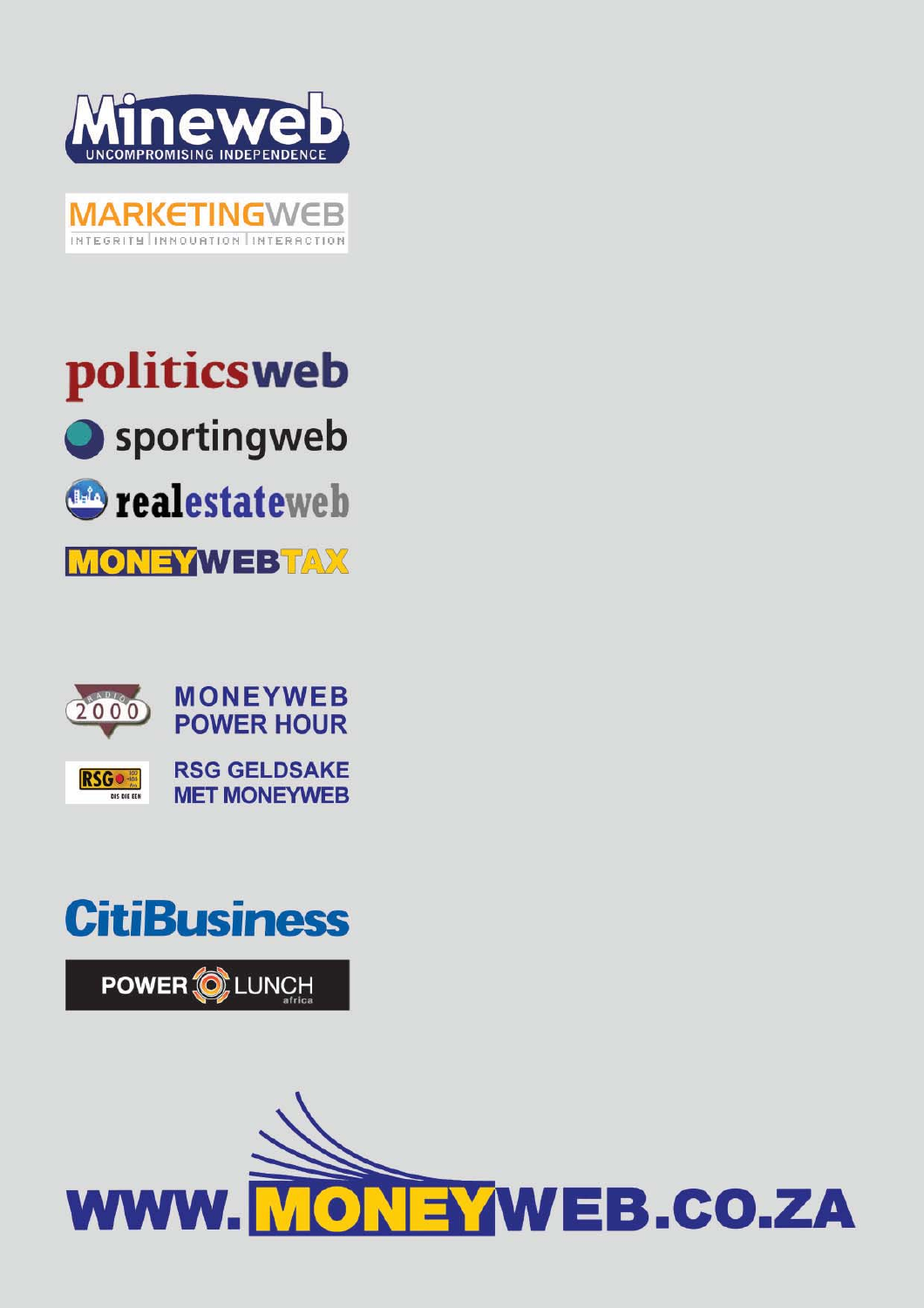Mineweb
UNCOMPROMISING INDEPENDENCE

MARKETINGWEB
INTEGRITY | INNOVATION | INTERACTION

politicsweb

sportingweb

realestateweb

MONEYWEBTAX

MONEYWEB POWER HOUR

RSG GELDSAKE MET MONEYWEB

CitiBusiness

POWER LUNCH africa

WWW.MONEYWEB.CO.ZA